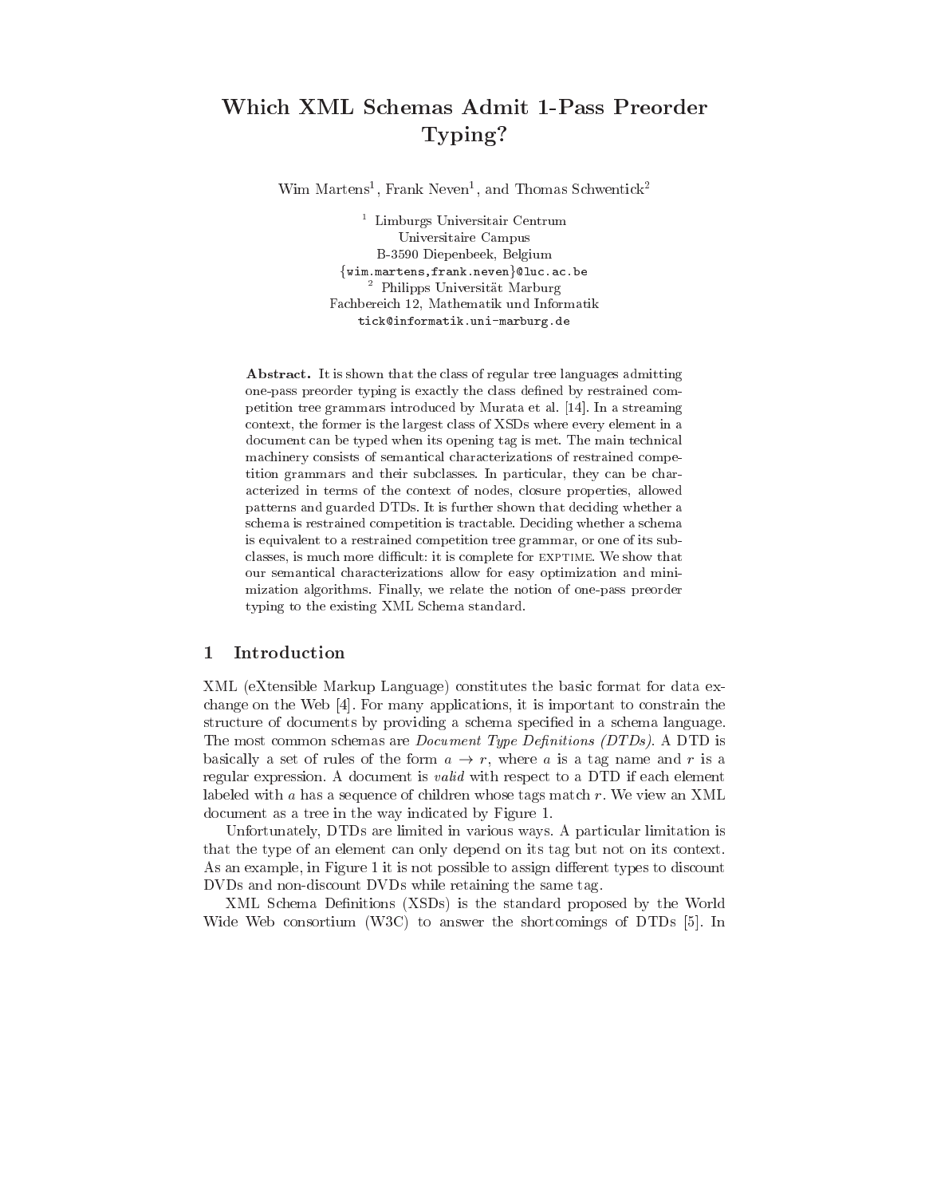# Which XML Schemas Admit 1-Pass Preorder Typing?

Wim Martens[1], Frank Neven[1], and Thomas Schwentick[2]

[1] Limburgs Universitair Centrum
Universitaire Campus
B-3590 Diepenbeek, Belgium
{wim.martens,frank.neven}@luc.ac.be

[2] Philipps Universität Marburg
Fachbereich 12, Mathematik und Informatik
tick@informatik.uni-marburg.de

**Abstract.** It is shown that the class of regular tree languages admitting one-pass preorder typing is exactly the class defined by restrained competition tree grammars introduced by Murata et al. [14]. In a streaming context, the former is the largest class of XSDs where every element in a document can be typed when its opening tag is met. The main technical machinery consists of semantical characterizations of restrained competition grammars and their subclasses. In particular, they can be characterized in terms of the context of nodes, closure properties, allowed patterns and guarded DTDs. It is further shown that deciding whether a schema is restrained competition is tractable. Deciding whether a schema is equivalent to a restrained competition tree grammar, or one of its subclasses, is much more difficult: it is complete for EXPTIME. We show that our semantical characterizations allow for easy optimization and minimization algorithms. Finally, we relate the notion of one-pass preorder typing to the existing XML Schema standard.

## 1 Introduction

XML (eXtensible Markup Language) constitutes the basic format for data exchange on the Web [4]. For many applications, it is important to constrain the structure of documents by providing a schema specified in a schema language. The most common schemas are *Document Type Definitions (DTDs)*. A DTD is basically a set of rules of the form $a \rightarrow r$, where $a$ is a tag name and $r$ is a regular expression. A document is *valid* with respect to a DTD if each element labeled with $a$ has a sequence of children whose tags match $r$. We view an XML document as a tree in the way indicated by Figure 1.

Unfortunately, DTDs are limited in various ways. A particular limitation is that the type of an element can only depend on its tag but not on its context. As an example, in Figure 1 it is not possible to assign different types to discount DVDs and non-discount DVDs while retaining the same tag.

XML Schema Definitions (XSDs) is the standard proposed by the World Wide Web consortium (W3C) to answer the shortcomings of DTDs [5]. In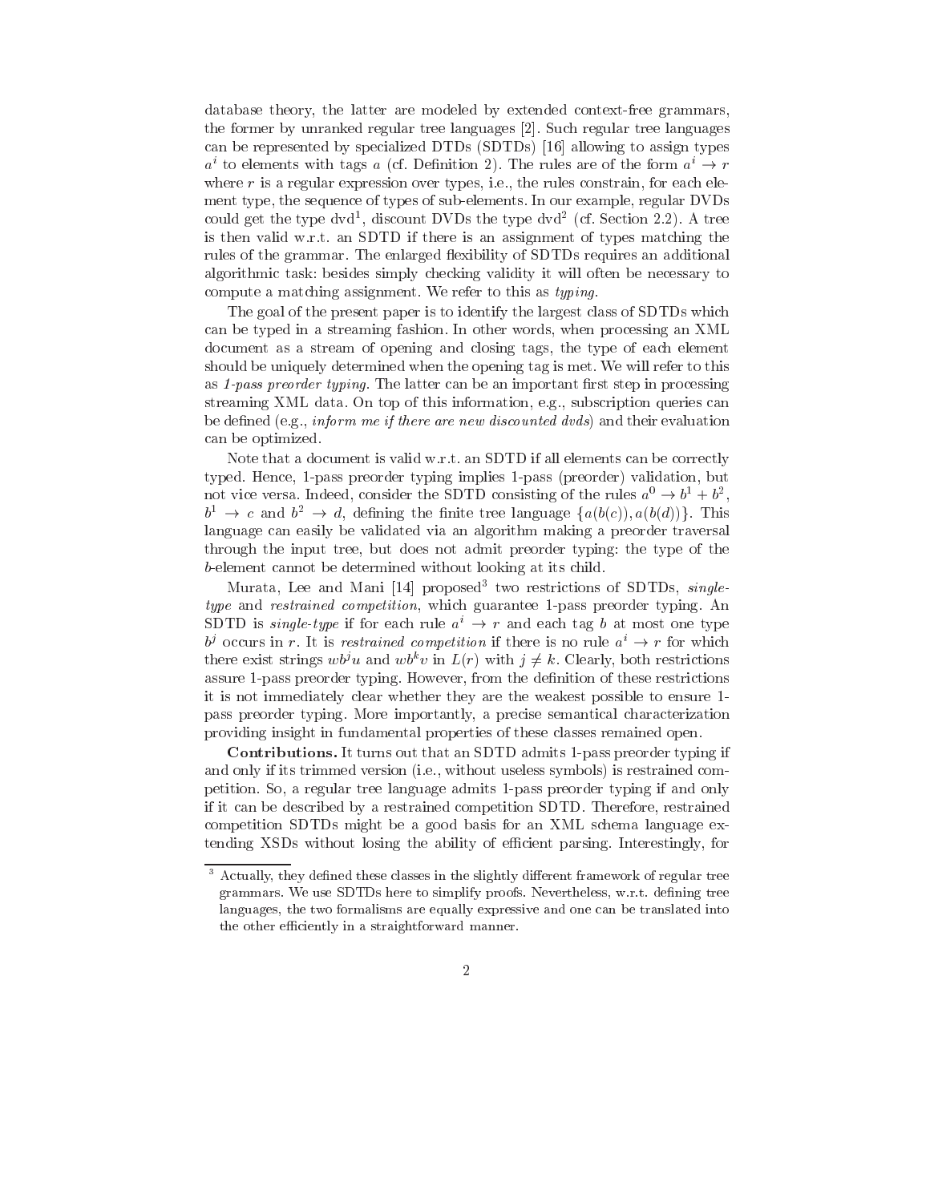database theory, the latter are modeled by extended context-free grammars, the former by unranked regular tree languages [2]. Such regular tree languages can be represented by specialized DTDs (SDTDs) [16] allowing to assign types $a^i$ to elements with tags $a$ (cf. Definition 2). The rules are of the form $a^i \to r$ where $r$ is a regular expression over types, i.e., the rules constrain, for each element type, the sequence of types of sub-elements. In our example, regular DVDs could get the type $\text{dvd}^1$, discount DVDs the type $\text{dvd}^2$ (cf. Section 2.2). A tree is then valid w.r.t. an SDTD if there is an assignment of types matching the rules of the grammar. The enlarged flexibility of SDTDs requires an additional algorithmic task: besides simply checking validity it will often be necessary to compute a matching assignment. We refer to this as *typing*.

The goal of the present paper is to identify the largest class of SDTDs which can be typed in a streaming fashion. In other words, when processing an XML document as a stream of opening and closing tags, the type of each element should be uniquely determined when the opening tag is met. We will refer to this as *1-pass preorder typing*. The latter can be an important first step in processing streaming XML data. On top of this information, e.g., subscription queries can be defined (e.g., *inform me if there are new discounted dvds*) and their evaluation can be optimized.

Note that a document is valid w.r.t. an SDTD if all elements can be correctly typed. Hence, 1-pass preorder typing implies 1-pass (preorder) validation, but not vice versa. Indeed, consider the SDTD consisting of the rules $a^0 \to b^1 + b^2$, $b^1 \to c$ and $b^2 \to d$, defining the finite tree language $\{a(b(c)), a(b(d))\}$. This language can easily be validated via an algorithm making a preorder traversal through the input tree, but does not admit preorder typing: the type of the $b$-element cannot be determined without looking at its child.

Murata, Lee and Mani [14] proposed[3] two restrictions of SDTDs, *single-type* and *restrained competition*, which guarantee 1-pass preorder typing. An SDTD is *single-type* if for each rule $a^i \to r$ and each tag $b$ at most one type $b^j$ occurs in $r$. It is *restrained competition* if there is no rule $a^i \to r$ for which there exist strings $wb^ju$ and $wb^kv$ in $L(r)$ with $j \neq k$. Clearly, both restrictions assure 1-pass preorder typing. However, from the definition of these restrictions it is not immediately clear whether they are the weakest possible to ensure 1-pass preorder typing. More importantly, a precise semantical characterization providing insight in fundamental properties of these classes remained open.

**Contributions.** It turns out that an SDTD admits 1-pass preorder typing if and only if its trimmed version (i.e., without useless symbols) is restrained competition. So, a regular tree language admits 1-pass preorder typing if and only if it can be described by a restrained competition SDTD. Therefore, restrained competition SDTDs might be a good basis for an XML schema language extending XSDs without losing the ability of efficient parsing. Interestingly, for

[3] Actually, they defined these classes in the slightly different framework of regular tree grammars. We use SDTDs here to simplify proofs. Nevertheless, w.r.t. defining tree languages, the two formalisms are equally expressive and one can be translated into the other efficiently in a straightforward manner.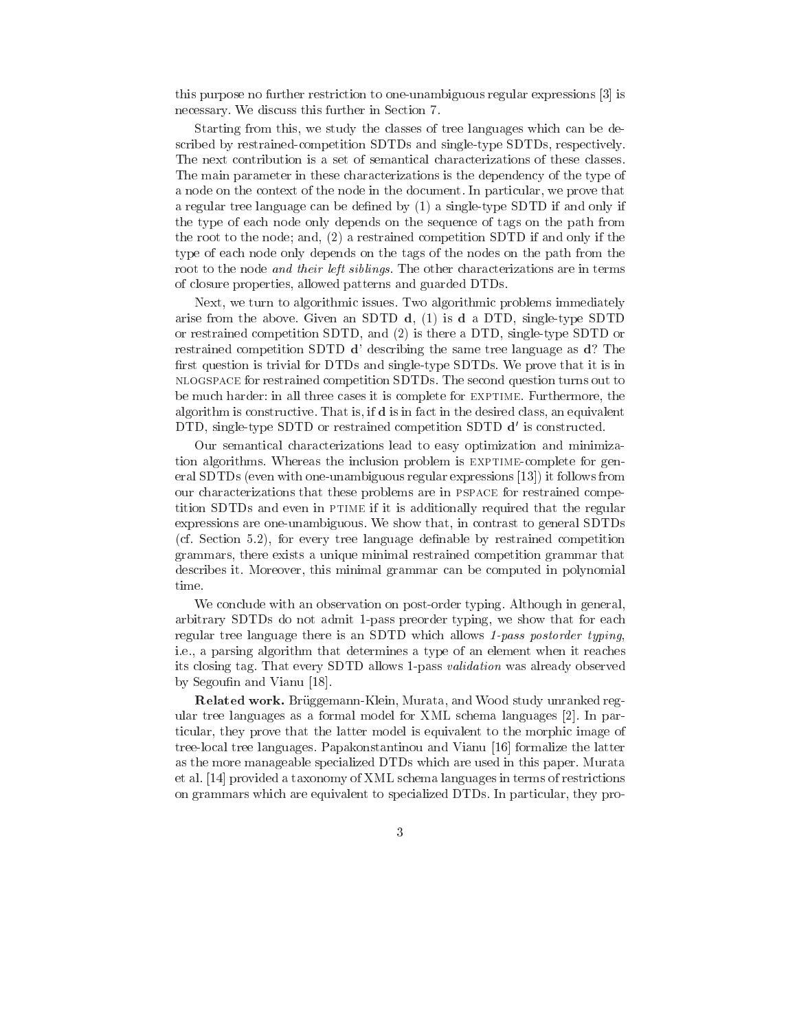this purpose no further restriction to one-unambiguous regular expressions [3] is necessary. We discuss this further in Section 7.

Starting from this, we study the classes of tree languages which can be described by restrained-competition SDTDs and single-type SDTDs, respectively. The next contribution is a set of semantical characterizations of these classes. The main parameter in these characterizations is the dependency of the type of a node on the context of the node in the document. In particular, we prove that a regular tree language can be defined by (1) a single-type SDTD if and only if the type of each node only depends on the sequence of tags on the path from the root to the node; and, (2) a restrained competition SDTD if and only if the type of each node only depends on the tags of the nodes on the path from the root to the node *and their left siblings*. The other characterizations are in terms of closure properties, allowed patterns and guarded DTDs.

Next, we turn to algorithmic issues. Two algorithmic problems immediately arise from the above. Given an SDTD **d**, (1) is **d** a DTD, single-type SDTD or restrained competition SDTD, and (2) is there a DTD, single-type SDTD or restrained competition SDTD **d**' describing the same tree language as **d**? The first question is trivial for DTDs and single-type SDTDs. We prove that it is in NLOGSPACE for restrained competition SDTDs. The second question turns out to be much harder: in all three cases it is complete for EXPTIME. Furthermore, the algorithm is constructive. That is, if **d** is in fact in the desired class, an equivalent DTD, single-type SDTD or restrained competition SDTD $\mathbf{d}'$ is constructed.

Our semantical characterizations lead to easy optimization and minimization algorithms. Whereas the inclusion problem is EXPTIME-complete for general SDTDs (even with one-unambiguous regular expressions [13]) it follows from our characterizations that these problems are in PSPACE for restrained competition SDTDs and even in PTIME if it is additionally required that the regular expressions are one-unambiguous. We show that, in contrast to general SDTDs (cf. Section 5.2), for every tree language definable by restrained competition grammars, there exists a unique minimal restrained competition grammar that describes it. Moreover, this minimal grammar can be computed in polynomial time.

We conclude with an observation on post-order typing. Although in general, arbitrary SDTDs do not admit 1-pass preorder typing, we show that for each regular tree language there is an SDTD which allows *1-pass postorder typing*, i.e., a parsing algorithm that determines a type of an element when it reaches its closing tag. That every SDTD allows 1-pass *validation* was already observed by Segoufin and Vianu [18].

**Related work.** Brüggemann-Klein, Murata, and Wood study unranked regular tree languages as a formal model for XML schema languages [2]. In particular, they prove that the latter model is equivalent to the morphic image of tree-local tree languages. Papakonstantinou and Vianu [16] formalize the latter as the more manageable specialized DTDs which are used in this paper. Murata et al. [14] provided a taxonomy of XML schema languages in terms of restrictions on grammars which are equivalent to specialized DTDs. In particular, they pro-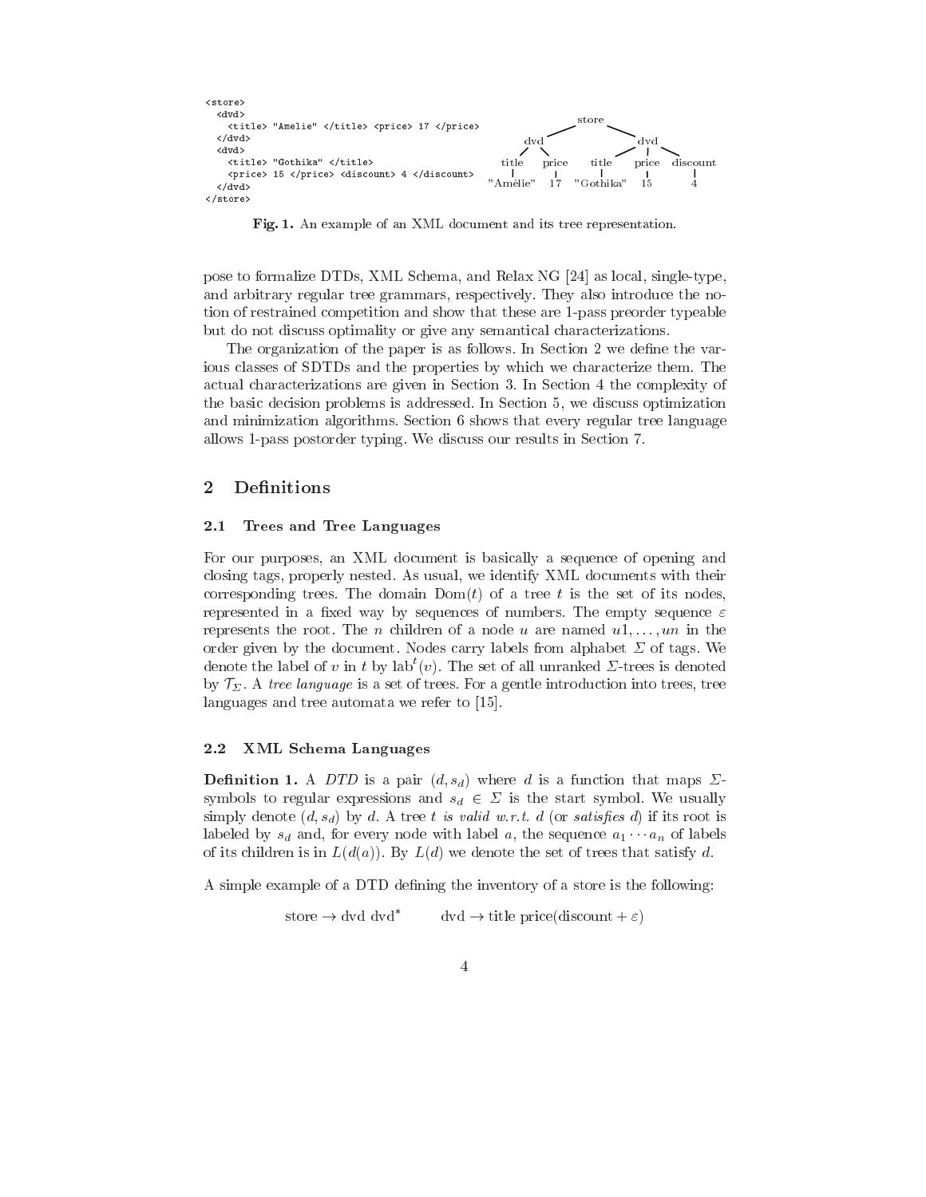```
<store>
  <dvd>
    <title> "Amelie" </title> <price> 17 </price>
  </dvd>
  <dvd>
    <title> "Gothika" </title>
    <price> 15 </price> <discount> 4 </discount>
  </dvd>
</store>
```

```
                         store
              dvd                      dvd
         title    price      title    price    discount
       "Amélie"    17      "Gothika"    15        4
```

**Fig. 1.** An example of an XML document and its tree representation.

pose to formalize DTDs, XML Schema, and Relax NG [24] as local, single-type, and arbitrary regular tree grammars, respectively. They also introduce the notion of restrained competition and show that these are 1-pass preorder typeable but do not discuss optimality or give any semantical characterizations.

The organization of the paper is as follows. In Section 2 we define the various classes of SDTDs and the properties by which we characterize them. The actual characterizations are given in Section 3. In Section 4 the complexity of the basic decision problems is addressed. In Section 5, we discuss optimization and minimization algorithms. Section 6 shows that every regular tree language allows 1-pass postorder typing. We discuss our results in Section 7.

## 2 Definitions

### 2.1 Trees and Tree Languages

For our purposes, an XML document is basically a sequence of opening and closing tags, properly nested. As usual, we identify XML documents with their corresponding trees. The domain $\mathrm{Dom}(t)$ of a tree $t$ is the set of its nodes, represented in a fixed way by sequences of numbers. The empty sequence $\varepsilon$ represents the root. The $n$ children of a node $u$ are named $u1, \ldots, un$ in the order given by the document. Nodes carry labels from alphabet $\Sigma$ of tags. We denote the label of $v$ in $t$ by $\mathrm{lab}^t(v)$. The set of all unranked $\Sigma$-trees is denoted by $\mathcal{T}_\Sigma$. A *tree language* is a set of trees. For a gentle introduction into trees, tree languages and tree automata we refer to [15].

### 2.2 XML Schema Languages

**Definition 1.** A *DTD* is a pair $(d, s_d)$ where $d$ is a function that maps $\Sigma$-symbols to regular expressions and $s_d \in \Sigma$ is the start symbol. We usually simply denote $(d, s_d)$ by $d$. A tree $t$ *is valid w.r.t.* $d$ (or *satisfies* $d$) if its root is labeled by $s_d$ and, for every node with label $a$, the sequence $a_1 \cdots a_n$ of labels of its children is in $L(d(a))$. By $L(d)$ we denote the set of trees that satisfy $d$.

A simple example of a DTD defining the inventory of a store is the following:

$$\text{store} \to \text{dvd dvd}^* \qquad \text{dvd} \to \text{title price}(\text{discount} + \varepsilon)$$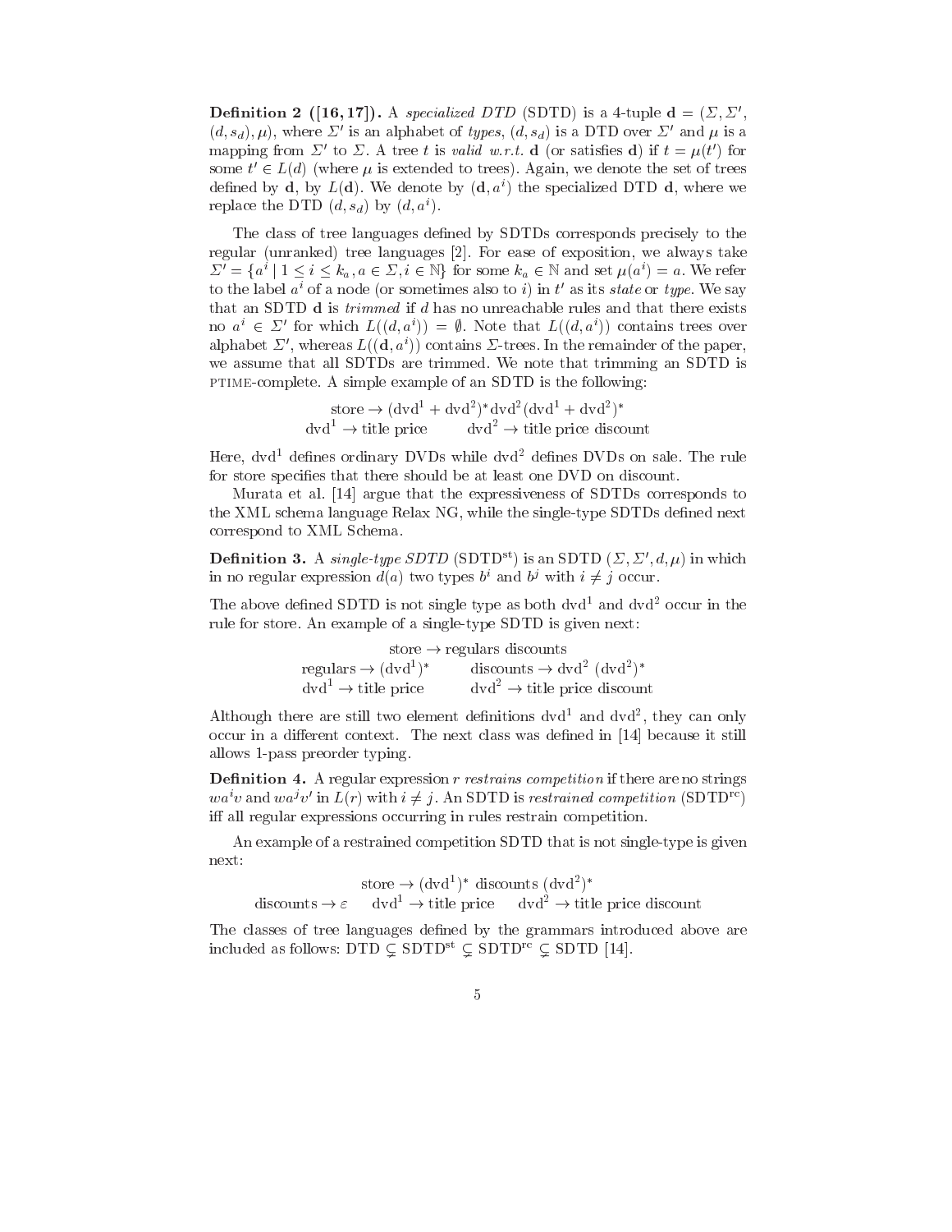**Definition 2 ([16, 17]).** A *specialized DTD* (SDTD) is a 4-tuple $\mathbf{d} = (\Sigma, \Sigma', (d, s_d), \mu)$, where $\Sigma'$ is an alphabet of *types*, $(d, s_d)$ is a DTD over $\Sigma'$ and $\mu$ is a mapping from $\Sigma'$ to $\Sigma$. A tree $t$ is *valid w.r.t.* $\mathbf{d}$ (or satisfies $\mathbf{d}$) if $t = \mu(t')$ for some $t' \in L(d)$ (where $\mu$ is extended to trees). Again, we denote the set of trees defined by $\mathbf{d}$, by $L(\mathbf{d})$. We denote by $(\mathbf{d}, a^i)$ the specialized DTD $\mathbf{d}$, where we replace the DTD $(d, s_d)$ by $(d, a^i)$.

The class of tree languages defined by SDTDs corresponds precisely to the regular (unranked) tree languages [2]. For ease of exposition, we always take $\Sigma' = \{a^i \mid 1 \leq i \leq k_a, a \in \Sigma, i \in \mathbb{N}\}$ for some $k_a \in \mathbb{N}$ and set $\mu(a^i) = a$. We refer to the label $a^i$ of a node (or sometimes also to $i$) in $t'$ as its *state* or *type*. We say that an SDTD $\mathbf{d}$ is *trimmed* if $d$ has no unreachable rules and that there exists no $a^i \in \Sigma'$ for which $L((d, a^i)) = \emptyset$. Note that $L((d, a^i))$ contains trees over alphabet $\Sigma'$, whereas $L((\mathbf{d}, a^i))$ contains $\Sigma$-trees. In the remainder of the paper, we assume that all SDTDs are trimmed. We note that trimming an SDTD is PTIME-complete. A simple example of an SDTD is the following:

$$\text{store} \rightarrow (\text{dvd}^1 + \text{dvd}^2)^* \text{dvd}^2 (\text{dvd}^1 + \text{dvd}^2)^*$$
$$\text{dvd}^1 \rightarrow \text{title price} \qquad \text{dvd}^2 \rightarrow \text{title price discount}$$

Here, $\text{dvd}^1$ defines ordinary DVDs while $\text{dvd}^2$ defines DVDs on sale. The rule for store specifies that there should be at least one DVD on discount.

Murata et al. [14] argue that the expressiveness of SDTDs corresponds to the XML schema language Relax NG, while the single-type SDTDs defined next correspond to XML Schema.

**Definition 3.** A *single-type SDTD* ($\text{SDTD}^{\text{st}}$) is an SDTD $(\Sigma, \Sigma', d, \mu)$ in which in no regular expression $d(a)$ two types $b^i$ and $b^j$ with $i \neq j$ occur.

The above defined SDTD is not single type as both $\text{dvd}^1$ and $\text{dvd}^2$ occur in the rule for store. An example of a single-type SDTD is given next:

$$\text{store} \rightarrow \text{regulars discounts}$$
$$\text{regulars} \rightarrow (\text{dvd}^1)^* \qquad \text{discounts} \rightarrow \text{dvd}^2\ (\text{dvd}^2)^*$$
$$\text{dvd}^1 \rightarrow \text{title price} \qquad \text{dvd}^2 \rightarrow \text{title price discount}$$

Although there are still two element definitions $\text{dvd}^1$ and $\text{dvd}^2$, they can only occur in a different context. The next class was defined in [14] because it still allows 1-pass preorder typing.

**Definition 4.** A regular expression $r$ *restrains competition* if there are no strings $wa^iv$ and $wa^jv'$ in $L(r)$ with $i \neq j$. An SDTD is *restrained competition* ($\text{SDTD}^{\text{rc}}$) iff all regular expressions occurring in rules restrain competition.

An example of a restrained competition SDTD that is not single-type is given next:

$$\text{store} \rightarrow (\text{dvd}^1)^*\ \text{discounts}\ (\text{dvd}^2)^*$$
$$\text{discounts} \rightarrow \varepsilon \qquad \text{dvd}^1 \rightarrow \text{title price} \qquad \text{dvd}^2 \rightarrow \text{title price discount}$$

The classes of tree languages defined by the grammars introduced above are included as follows: $\text{DTD} \subsetneq \text{SDTD}^{\text{st}} \subsetneq \text{SDTD}^{\text{rc}} \subsetneq \text{SDTD}$ [14].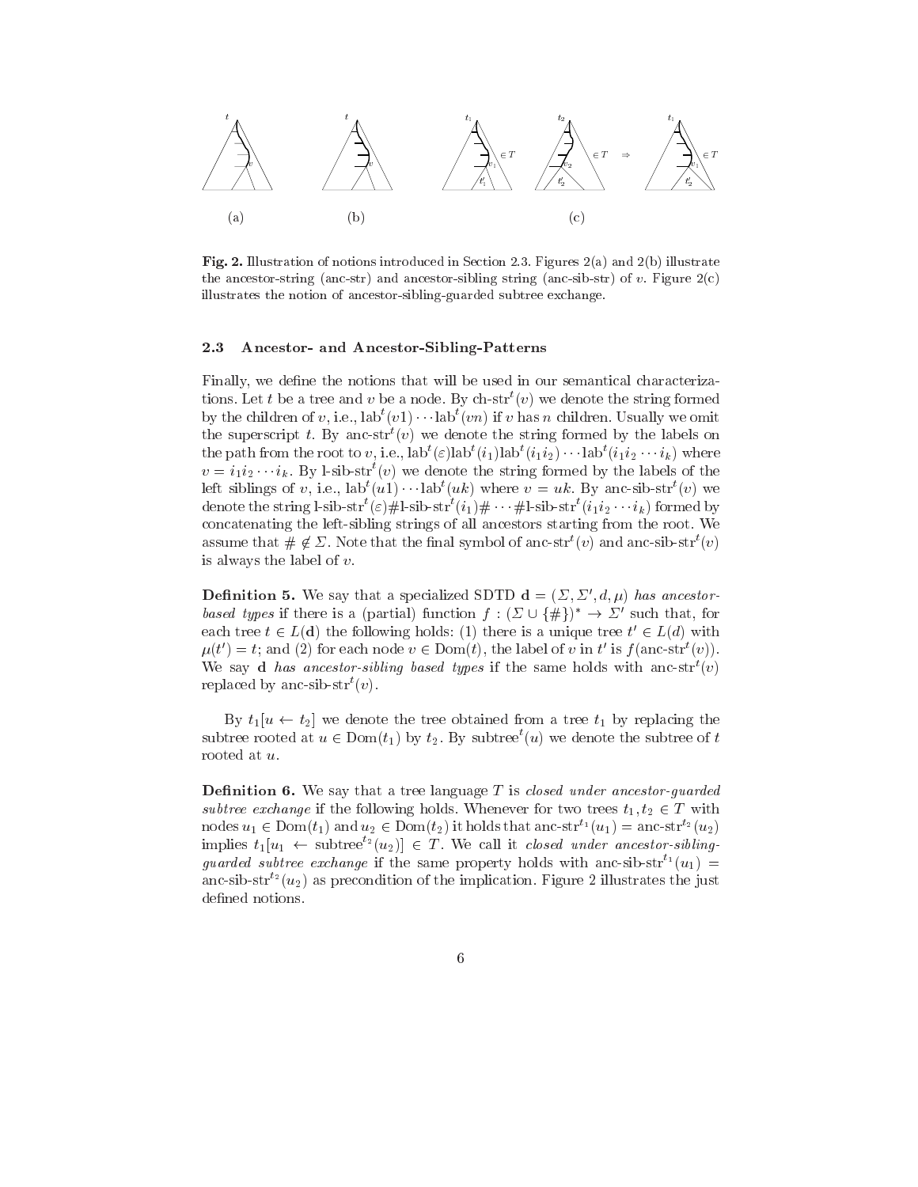**Fig. 2.** Illustration of notions introduced in Section 2.3. Figures 2(a) and 2(b) illustrate the ancestor-string (anc-str) and ancestor-sibling string (anc-sib-str) of $v$. Figure 2(c) illustrates the notion of ancestor-sibling-guarded subtree exchange.

### 2.3 Ancestor- and Ancestor-Sibling-Patterns

Finally, we define the notions that will be used in our semantical characterizations. Let $t$ be a tree and $v$ be a node. By $\text{ch-str}^t(v)$ we denote the string formed by the children of $v$, i.e., $\text{lab}^t(v1)\cdots\text{lab}^t(vn)$ if $v$ has $n$ children. Usually we omit the superscript $t$. By $\text{anc-str}^t(v)$ we denote the string formed by the labels on the path from the root to $v$, i.e., $\text{lab}^t(\varepsilon)\text{lab}^t(i_1)\text{lab}^t(i_1i_2)\cdots\text{lab}^t(i_1i_2\cdots i_k)$ where $v = i_1i_2\cdots i_k$. By $\text{l-sib-str}^t(v)$ we denote the string formed by the labels of the left siblings of $v$, i.e., $\text{lab}^t(u1)\cdots\text{lab}^t(uk)$ where $v = uk$. By $\text{anc-sib-str}^t(v)$ we denote the string $\text{l-sib-str}^t(\varepsilon)\#\text{l-sib-str}^t(i_1)\#\cdots\#\text{l-sib-str}^t(i_1i_2\cdots i_k)$ formed by concatenating the left-sibling strings of all ancestors starting from the root. We assume that $\# \notin \Sigma$. Note that the final symbol of $\text{anc-str}^t(v)$ and $\text{anc-sib-str}^t(v)$ is always the label of $v$.

**Definition 5.** We say that a specialized SDTD $\mathbf{d} = (\Sigma, \Sigma', d, \mu)$ *has ancestor-based types* if there is a (partial) function $f : (\Sigma \cup \{\#\})^* \to \Sigma'$ such that, for each tree $t \in L(\mathbf{d})$ the following holds: (1) there is a unique tree $t' \in L(d)$ with $\mu(t') = t$; and (2) for each node $v \in \text{Dom}(t)$, the label of $v$ in $t'$ is $f(\text{anc-str}^t(v))$. We say $\mathbf{d}$ *has ancestor-sibling based types* if the same holds with $\text{anc-str}^t(v)$ replaced by $\text{anc-sib-str}^t(v)$.

By $t_1[u \leftarrow t_2]$ we denote the tree obtained from a tree $t_1$ by replacing the subtree rooted at $u \in \text{Dom}(t_1)$ by $t_2$. By $\text{subtree}^t(u)$ we denote the subtree of $t$ rooted at $u$.

**Definition 6.** We say that a tree language $T$ is *closed under ancestor-guarded subtree exchange* if the following holds. Whenever for two trees $t_1, t_2 \in T$ with nodes $u_1 \in \text{Dom}(t_1)$ and $u_2 \in \text{Dom}(t_2)$ it holds that $\text{anc-str}^{t_1}(u_1) = \text{anc-str}^{t_2}(u_2)$ implies $t_1[u_1 \leftarrow \text{subtree}^{t_2}(u_2)] \in T$. We call it *closed under ancestor-sibling-guarded subtree exchange* if the same property holds with $\text{anc-sib-str}^{t_1}(u_1) = \text{anc-sib-str}^{t_2}(u_2)$ as precondition of the implication. Figure 2 illustrates the just defined notions.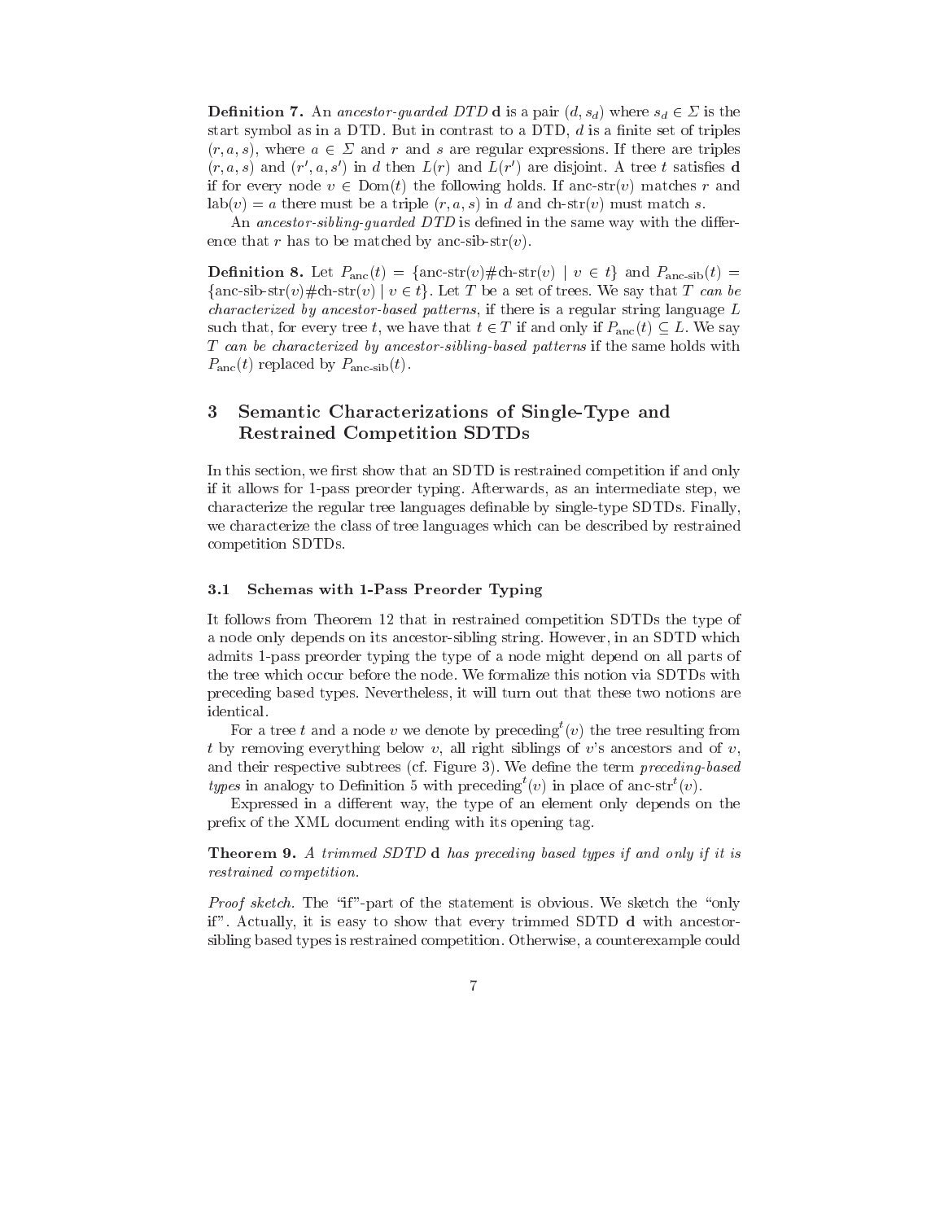**Definition 7.** An *ancestor-guarded DTD* $\mathbf{d}$ is a pair $(d, s_d)$ where $s_d \in \Sigma$ is the start symbol as in a DTD. But in contrast to a DTD, $d$ is a finite set of triples $(r, a, s)$, where $a \in \Sigma$ and $r$ and $s$ are regular expressions. If there are triples $(r, a, s)$ and $(r', a, s')$ in $d$ then $L(r)$ and $L(r')$ are disjoint. A tree $t$ satisfies $\mathbf{d}$ if for every node $v \in \mathrm{Dom}(t)$ the following holds. If $\text{anc-str}(v)$ matches $r$ and $\mathrm{lab}(v) = a$ there must be a triple $(r, a, s)$ in $d$ and $\text{ch-str}(v)$ must match $s$.

An *ancestor-sibling-guarded DTD* is defined in the same way with the difference that $r$ has to be matched by $\text{anc-sib-str}(v)$.

**Definition 8.** Let $P_{\mathrm{anc}}(t) = \{\text{anc-str}(v)\#\text{ch-str}(v) \mid v \in t\}$ and $P_{\text{anc-sib}}(t) = \{\text{anc-sib-str}(v)\#\text{ch-str}(v) \mid v \in t\}$. Let $T$ be a set of trees. We say that $T$ *can be characterized by ancestor-based patterns*, if there is a regular string language $L$ such that, for every tree $t$, we have that $t \in T$ if and only if $P_{\mathrm{anc}}(t) \subseteq L$. We say $T$ *can be characterized by ancestor-sibling-based patterns* if the same holds with $P_{\mathrm{anc}}(t)$ replaced by $P_{\text{anc-sib}}(t)$.

## 3 Semantic Characterizations of Single-Type and Restrained Competition SDTDs

In this section, we first show that an SDTD is restrained competition if and only if it allows for 1-pass preorder typing. Afterwards, as an intermediate step, we characterize the regular tree languages definable by single-type SDTDs. Finally, we characterize the class of tree languages which can be described by restrained competition SDTDs.

### 3.1 Schemas with 1-Pass Preorder Typing

It follows from Theorem 12 that in restrained competition SDTDs the type of a node only depends on its ancestor-sibling string. However, in an SDTD which admits 1-pass preorder typing the type of a node might depend on all parts of the tree which occur before the node. We formalize this notion via SDTDs with preceding based types. Nevertheless, it will turn out that these two notions are identical.

For a tree $t$ and a node $v$ we denote by $\mathrm{preceding}^t(v)$ the tree resulting from $t$ by removing everything below $v$, all right siblings of $v$'s ancestors and of $v$, and their respective subtrees (cf. Figure 3). We define the term *preceding-based types* in analogy to Definition 5 with $\mathrm{preceding}^t(v)$ in place of $\text{anc-str}^t(v)$.

Expressed in a different way, the type of an element only depends on the prefix of the XML document ending with its opening tag.

**Theorem 9.** *A trimmed SDTD* $\mathbf{d}$ *has preceding based types if and only if it is restrained competition.*

*Proof sketch.* The "if"-part of the statement is obvious. We sketch the "only if". Actually, it is easy to show that every trimmed SDTD $\mathbf{d}$ with ancestor-sibling based types is restrained competition. Otherwise, a counterexample could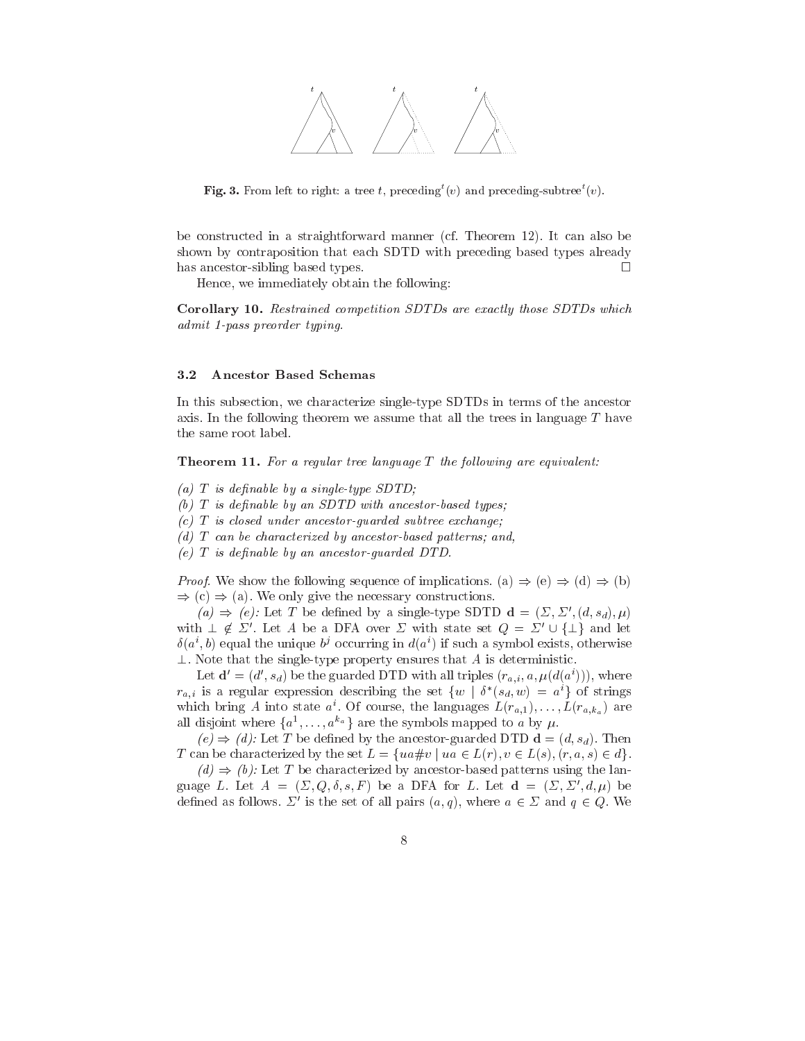**Fig. 3.** From left to right: a tree $t$, preceding$^t(v)$ and preceding-subtree$^t(v)$.

be constructed in a straightforward manner (cf. Theorem 12). It can also be shown by contraposition that each SDTD with preceding based types already has ancestor-sibling based types. □

Hence, we immediately obtain the following:

**Corollary 10.** *Restrained competition SDTDs are exactly those SDTDs which admit 1-pass preorder typing.*

### 3.2 Ancestor Based Schemas

In this subsection, we characterize single-type SDTDs in terms of the ancestor axis. In the following theorem we assume that all the trees in language $T$ have the same root label.

**Theorem 11.** *For a regular tree language $T$ the following are equivalent:*

*(a) $T$ is definable by a single-type SDTD;*
*(b) $T$ is definable by an SDTD with ancestor-based types;*
*(c) $T$ is closed under ancestor-guarded subtree exchange;*
*(d) $T$ can be characterized by ancestor-based patterns; and,*
*(e) $T$ is definable by an ancestor-guarded DTD.*

*Proof.* We show the following sequence of implications. (a) ⇒ (e) ⇒ (d) ⇒ (b) ⇒ (c) ⇒ (a). We only give the necessary constructions.

*(a) ⇒ (e):* Let $T$ be defined by a single-type SDTD $\mathbf{d} = (\Sigma, \Sigma', (d, s_d), \mu)$ with $\perp \notin \Sigma'$. Let $A$ be a DFA over $\Sigma$ with state set $Q = \Sigma' \cup \{\perp\}$ and let $\delta(a^i, b)$ equal the unique $b^j$ occurring in $d(a^i)$ if such a symbol exists, otherwise $\perp$. Note that the single-type property ensures that $A$ is deterministic.

Let $\mathbf{d}' = (d', s_d)$ be the guarded DTD with all triples $(r_{a,i}, a, \mu(d(a^i)))$, where $r_{a,i}$ is a regular expression describing the set $\{w \mid \delta^*(s_d, w) = a^i\}$ of strings which bring $A$ into state $a^i$. Of course, the languages $L(r_{a,1}), \ldots, L(r_{a,k_a})$ are all disjoint where $\{a^1, \ldots, a^{k_a}\}$ are the symbols mapped to $a$ by $\mu$.

*(e) ⇒ (d):* Let $T$ be defined by the ancestor-guarded DTD $\mathbf{d} = (d, s_d)$. Then $T$ can be characterized by the set $L = \{ua\#v \mid ua \in L(r), v \in L(s), (r, a, s) \in d\}$.

*(d) ⇒ (b):* Let $T$ be characterized by ancestor-based patterns using the language $L$. Let $A = (\Sigma, Q, \delta, s, F)$ be a DFA for $L$. Let $\mathbf{d} = (\Sigma, \Sigma', d, \mu)$ be defined as follows. $\Sigma'$ is the set of all pairs $(a, q)$, where $a \in \Sigma$ and $q \in Q$. We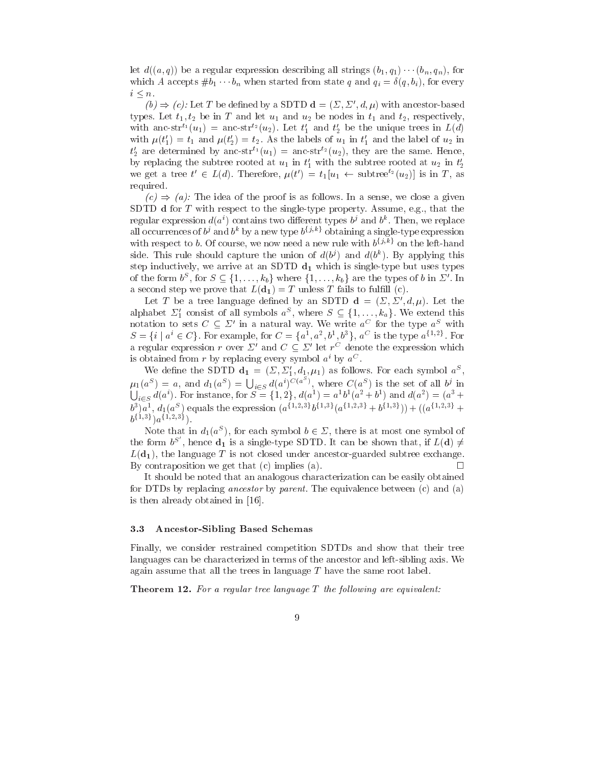let $d((a,q))$ be a regular expression describing all strings $(b_1,q_1)\cdots(b_n,q_n)$, for which $A$ accepts $\#b_1\cdots b_n$ when started from state $q$ and $q_i=\delta(q,b_i)$, for every $i\leq n$.

*(b) ⇒ (c):* Let $T$ be defined by a SDTD $\mathbf{d}=(\Sigma,\Sigma',d,\mu)$ with ancestor-based types. Let $t_1,t_2$ be in $T$ and let $u_1$ and $u_2$ be nodes in $t_1$ and $t_2$, respectively, with $\text{anc-str}^{t_1}(u_1)=\text{anc-str}^{t_2}(u_2)$. Let $t_1'$ and $t_2'$ be the unique trees in $L(d)$ with $\mu(t_1')=t_1$ and $\mu(t_2')=t_2$. As the labels of $u_1$ in $t_1'$ and the label of $u_2$ in $t_2'$ are determined by $\text{anc-str}^{t_1}(u_1)=\text{anc-str}^{t_2}(u_2)$, they are the same. Hence, by replacing the subtree rooted at $u_1$ in $t_1'$ with the subtree rooted at $u_2$ in $t_2'$ we get a tree $t'\in L(d)$. Therefore, $\mu(t')=t_1[u_1\leftarrow\text{subtree}^{t_2}(u_2)]$ is in $T$, as required.

*(c) ⇒ (a):* The idea of the proof is as follows. In a sense, we close a given SDTD $\mathbf{d}$ for $T$ with respect to the single-type property. Assume, e.g., that the regular expression $d(a^i)$ contains two different types $b^j$ and $b^k$. Then, we replace all occurrences of $b^j$ and $b^k$ by a new type $b^{\{j,k\}}$ obtaining a single-type expression with respect to $b$. Of course, we now need a new rule with $b^{\{j,k\}}$ on the left-hand side. This rule should capture the union of $d(b^j)$ and $d(b^k)$. By applying this step inductively, we arrive at an SDTD $\mathbf{d_1}$ which is single-type but uses types of the form $b^S$, for $S\subseteq\{1,\ldots,k_b\}$ where $\{1,\ldots,k_b\}$ are the types of $b$ in $\Sigma'$. In a second step we prove that $L(\mathbf{d_1})=T$ unless $T$ fails to fulfill (c).

Let $T$ be a tree language defined by an SDTD $\mathbf{d}=(\Sigma,\Sigma',d,\mu)$. Let the alphabet $\Sigma_1'$ consist of all symbols $a^S$, where $S\subseteq\{1,\ldots,k_a\}$. We extend this notation to sets $C\subseteq\Sigma'$ in a natural way. We write $a^C$ for the type $a^S$ with $S=\{i\mid a^i\in C\}$. For example, for $C=\{a^1,a^2,b^1,b^3\}$, $a^C$ is the type $a^{\{1,2\}}$. For a regular expression $r$ over $\Sigma'$ and $C\subseteq\Sigma'$ let $r^C$ denote the expression which is obtained from $r$ by replacing every symbol $a^i$ by $a^C$.

We define the SDTD $\mathbf{d_1}=(\Sigma,\Sigma_1',d_1,\mu_1)$ as follows. For each symbol $a^S$, $\mu_1(a^S)=a$, and $d_1(a^S)=\bigcup_{i\in S}d(a^i)^{C(a^S)}$, where $C(a^S)$ is the set of all $b^j$ in $\bigcup_{i\in S}d(a^i)$. For instance, for $S=\{1,2\}$, $d(a^1)=a^1b^1(a^2+b^1)$ and $d(a^2)=(a^3+b^3)a^1$, $d_1(a^S)$ equals the expression $(a^{\{1,2,3\}}b^{\{1,3\}}(a^{\{1,2,3\}}+b^{\{1,3\}}))+((a^{\{1,2,3\}}+b^{\{1,3\}})a^{\{1,2,3\}})$.

Note that in $d_1(a^S)$, for each symbol $b\in\Sigma$, there is at most one symbol of the form $b^{S'}$, hence $\mathbf{d_1}$ is a single-type SDTD. It can be shown that, if $L(\mathbf{d})\neq L(\mathbf{d_1})$, the language $T$ is not closed under ancestor-guarded subtree exchange. By contraposition we get that (c) implies (a). □

It should be noted that an analogous characterization can be easily obtained for DTDs by replacing *ancestor* by *parent*. The equivalence between (c) and (a) is then already obtained in [16].

### 3.3 Ancestor-Sibling Based Schemas

Finally, we consider restrained competition SDTDs and show that their tree languages can be characterized in terms of the ancestor and left-sibling axis. We again assume that all the trees in language $T$ have the same root label.

**Theorem 12.** *For a regular tree language $T$ the following are equivalent:*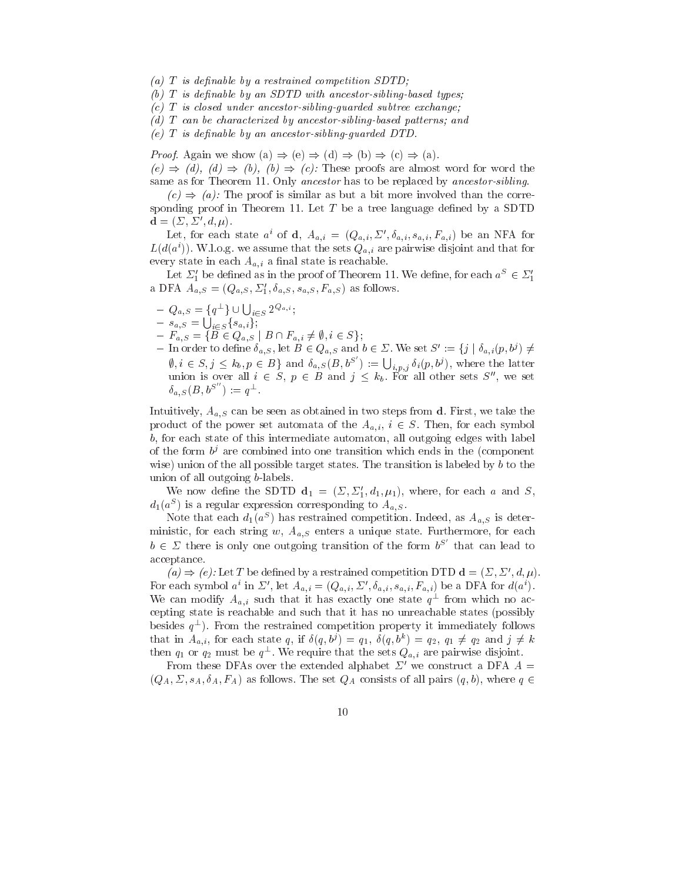*(a) T is definable by a restrained competition SDTD;*
*(b) T is definable by an SDTD with ancestor-sibling-based types;*
*(c) T is closed under ancestor-sibling-guarded subtree exchange;*
*(d) T can be characterized by ancestor-sibling-based patterns; and*
*(e) T is definable by an ancestor-sibling-guarded DTD.*

*Proof.* Again we show (a) $\Rightarrow$ (e) $\Rightarrow$ (d) $\Rightarrow$ (b) $\Rightarrow$ (c) $\Rightarrow$ (a).

*(e) $\Rightarrow$ (d), (d) $\Rightarrow$ (b), (b) $\Rightarrow$ (c):* These proofs are almost word for word the same as for Theorem 11. Only *ancestor* has to be replaced by *ancestor-sibling*.

*(c) $\Rightarrow$ (a):* The proof is similar as but a bit more involved than the corresponding proof in Theorem 11. Let $T$ be a tree language defined by a SDTD $\mathbf{d} = (\Sigma, \Sigma', d, \mu)$.

Let, for each state $a^i$ of $\mathbf{d}$, $A_{a,i} = (Q_{a,i}, \Sigma', \delta_{a,i}, s_{a,i}, F_{a,i})$ be an NFA for $L(d(a^i))$. W.l.o.g. we assume that the sets $Q_{a,i}$ are pairwise disjoint and that for every state in each $A_{a,i}$ a final state is reachable.

Let $\Sigma'_1$ be defined as in the proof of Theorem 11. We define, for each $a^S \in \Sigma'_1$ a DFA $A_{a,S} = (Q_{a,S}, \Sigma'_1, \delta_{a,S}, s_{a,S}, F_{a,S})$ as follows.

- $Q_{a,S} = \{q^\perp\} \cup \bigcup_{i \in S} 2^{Q_{a,i}}$;
- $s_{a,S} = \bigcup_{i \in S} \{s_{a,i}\}$;
- $F_{a,S} = \{B \in Q_{a,S} \mid B \cap F_{a,i} \neq \emptyset, i \in S\}$;
- In order to define $\delta_{a,S}$, let $B \in Q_{a,S}$ and $b \in \Sigma$. We set $S' := \{j \mid \delta_{a,i}(p, b^j) \neq \emptyset, i \in S, j \leq k_b, p \in B\}$ and $\delta_{a,S}(B, b^{S'}) := \bigcup_{i,p,j} \delta_i(p, b^j)$, where the latter union is over all $i \in S$, $p \in B$ and $j \leq k_b$. For all other sets $S''$, we set $\delta_{a,S}(B, b^{S''}) := q^\perp$.

Intuitively, $A_{a,S}$ can be seen as obtained in two steps from $\mathbf{d}$. First, we take the product of the power set automata of the $A_{a,i}$, $i \in S$. Then, for each symbol $b$, for each state of this intermediate automaton, all outgoing edges with label of the form $b^j$ are combined into one transition which ends in the (component wise) union of the all possible target states. The transition is labeled by $b$ to the union of all outgoing $b$-labels.

We now define the SDTD $\mathbf{d}_1 = (\Sigma, \Sigma'_1, d_1, \mu_1)$, where, for each $a$ and $S$, $d_1(a^S)$ is a regular expression corresponding to $A_{a,S}$.

Note that each $d_1(a^S)$ has restrained competition. Indeed, as $A_{a,S}$ is deterministic, for each string $w$, $A_{a,S}$ enters a unique state. Furthermore, for each $b \in \Sigma$ there is only one outgoing transition of the form $b^{S'}$ that can lead to acceptance.

*(a) $\Rightarrow$ (e):* Let $T$ be defined by a restrained competition DTD $\mathbf{d} = (\Sigma, \Sigma', d, \mu)$. For each symbol $a^i$ in $\Sigma'$, let $A_{a,i} = (Q_{a,i}, \Sigma', \delta_{a,i}, s_{a,i}, F_{a,i})$ be a DFA for $d(a^i)$. We can modify $A_{a,i}$ such that it has exactly one state $q^\perp$ from which no accepting state is reachable and such that it has no unreachable states (possibly besides $q^\perp$). From the restrained competition property it immediately follows that in $A_{a,i}$, for each state $q$, if $\delta(q, b^j) = q_1$, $\delta(q, b^k) = q_2$, $q_1 \neq q_2$ and $j \neq k$ then $q_1$ or $q_2$ must be $q^\perp$. We require that the sets $Q_{a,i}$ are pairwise disjoint.

From these DFAs over the extended alphabet $\Sigma'$ we construct a DFA $A = (Q_A, \Sigma, s_A, \delta_A, F_A)$ as follows. The set $Q_A$ consists of all pairs $(q, b)$, where $q \in$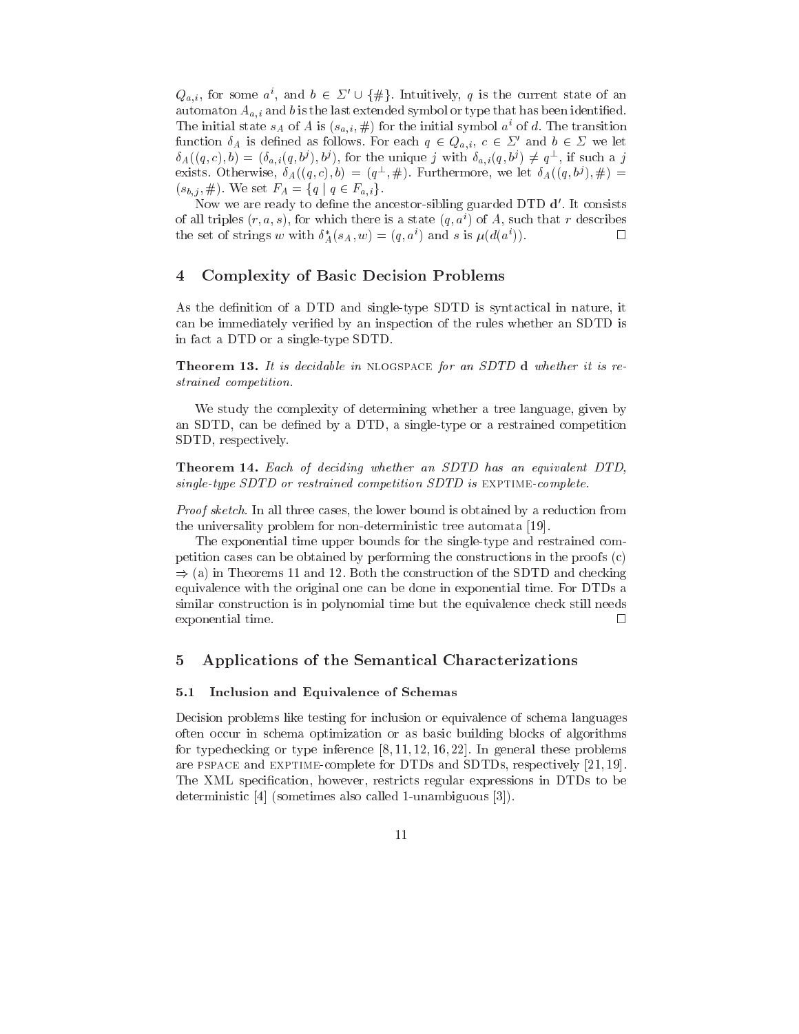$Q_{a,i}$, for some $a^i$, and $b \in \Sigma' \cup \{\#\}$. Intuitively, $q$ is the current state of an automaton $A_{a,i}$ and $b$ is the last extended symbol or type that has been identified. The initial state $s_A$ of $A$ is $(s_{a,i}, \#)$ for the initial symbol $a^i$ of $d$. The transition function $\delta_A$ is defined as follows. For each $q \in Q_{a,i}$, $c \in \Sigma'$ and $b \in \Sigma$ we let $\delta_A((q,c),b) = (\delta_{a,i}(q,b^j), b^j)$, for the unique $j$ with $\delta_{a,i}(q,b^j) \neq q^\perp$, if such a $j$ exists. Otherwise, $\delta_A((q,c),b) = (q^\perp, \#)$. Furthermore, we let $\delta_A((q,b^j),\#) = (s_{b,j}, \#)$. We set $F_A = \{q \mid q \in F_{a,i}\}$.

Now we are ready to define the ancestor-sibling guarded DTD $\mathbf{d}'$. It consists of all triples $(r, a, s)$, for which there is a state $(q, a^i)$ of $A$, such that $r$ describes the set of strings $w$ with $\delta_A^*(s_A, w) = (q, a^i)$ and $s$ is $\mu(d(a^i))$. □

## 4 Complexity of Basic Decision Problems

As the definition of a DTD and single-type SDTD is syntactical in nature, it can be immediately verified by an inspection of the rules whether an SDTD is in fact a DTD or a single-type SDTD.

**Theorem 13.** *It is decidable in* NLOGSPACE *for an SDTD* $\mathbf{d}$ *whether it is restrained competition.*

We study the complexity of determining whether a tree language, given by an SDTD, can be defined by a DTD, a single-type or a restrained competition SDTD, respectively.

**Theorem 14.** *Each of deciding whether an SDTD has an equivalent DTD, single-type SDTD or restrained competition SDTD is* EXPTIME*-complete.*

*Proof sketch.* In all three cases, the lower bound is obtained by a reduction from the universality problem for non-deterministic tree automata [19].

The exponential time upper bounds for the single-type and restrained competition cases can be obtained by performing the constructions in the proofs (c) ⇒ (a) in Theorems 11 and 12. Both the construction of the SDTD and checking equivalence with the original one can be done in exponential time. For DTDs a similar construction is in polynomial time but the equivalence check still needs exponential time. □

## 5 Applications of the Semantical Characterizations

### 5.1 Inclusion and Equivalence of Schemas

Decision problems like testing for inclusion or equivalence of schema languages often occur in schema optimization or as basic building blocks of algorithms for typechecking or type inference [8, 11, 12, 16, 22]. In general these problems are PSPACE and EXPTIME-complete for DTDs and SDTDs, respectively [21, 19]. The XML specification, however, restricts regular expressions in DTDs to be deterministic [4] (sometimes also called 1-unambiguous [3]).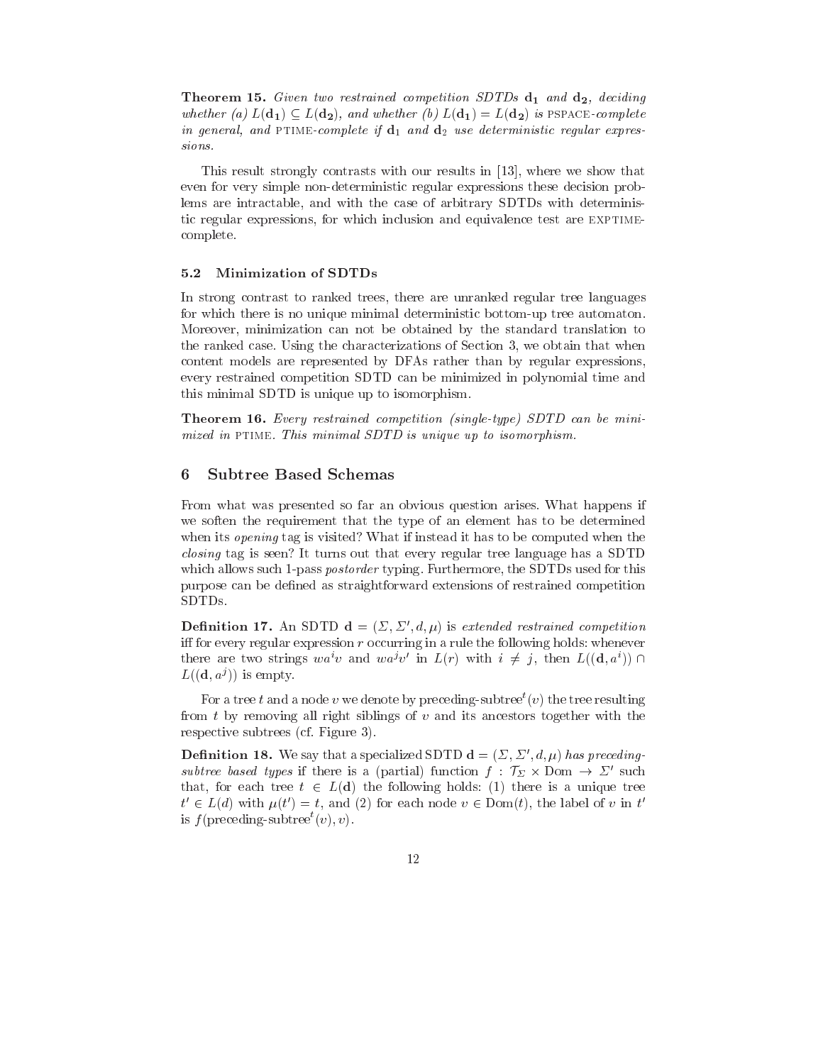**Theorem 15.** *Given two restrained competition SDTDs* $\mathbf{d_1}$ *and* $\mathbf{d_2}$*, deciding whether (a)* $L(\mathbf{d_1}) \subseteq L(\mathbf{d_2})$*, and whether (b)* $L(\mathbf{d_1}) = L(\mathbf{d_2})$ *is* PSPACE*-complete in general, and* PTIME*-complete if* $\mathbf{d}_1$ *and* $\mathbf{d}_2$ *use deterministic regular expressions.*

This result strongly contrasts with our results in [13], where we show that even for very simple non-deterministic regular expressions these decision problems are intractable, and with the case of arbitrary SDTDs with deterministic regular expressions, for which inclusion and equivalence test are EXPTIME-complete.

### 5.2 Minimization of SDTDs

In strong contrast to ranked trees, there are unranked regular tree languages for which there is no unique minimal deterministic bottom-up tree automaton. Moreover, minimization can not be obtained by the standard translation to the ranked case. Using the characterizations of Section 3, we obtain that when content models are represented by DFAs rather than by regular expressions, every restrained competition SDTD can be minimized in polynomial time and this minimal SDTD is unique up to isomorphism.

**Theorem 16.** *Every restrained competition (single-type) SDTD can be minimized in* PTIME*. This minimal SDTD is unique up to isomorphism.*

## 6 Subtree Based Schemas

From what was presented so far an obvious question arises. What happens if we soften the requirement that the type of an element has to be determined when its *opening* tag is visited? What if instead it has to be computed when the *closing* tag is seen? It turns out that every regular tree language has a SDTD which allows such 1-pass *postorder* typing. Furthermore, the SDTDs used for this purpose can be defined as straightforward extensions of restrained competition SDTDs.

**Definition 17.** An SDTD $\mathbf{d} = (\Sigma, \Sigma', d, \mu)$ is *extended restrained competition* iff for every regular expression $r$ occurring in a rule the following holds: whenever there are two strings $wa^iv$ and $wa^jv'$ in $L(r)$ with $i \neq j$, then $L((\mathbf{d}, a^i)) \cap L((\mathbf{d}, a^j))$ is empty.

For a tree $t$ and a node $v$ we denote by $\text{preceding-subtree}^t(v)$ the tree resulting from $t$ by removing all right siblings of $v$ and its ancestors together with the respective subtrees (cf. Figure 3).

**Definition 18.** We say that a specialized SDTD $\mathbf{d} = (\Sigma, \Sigma', d, \mu)$ *has preceding-subtree based types* if there is a (partial) function $f : \mathcal{T}_\Sigma \times \text{Dom} \to \Sigma'$ such that, for each tree $t \in L(\mathbf{d})$ the following holds: (1) there is a unique tree $t' \in L(d)$ with $\mu(t') = t$, and (2) for each node $v \in \text{Dom}(t)$, the label of $v$ in $t'$ is $f(\text{preceding-subtree}^t(v), v)$.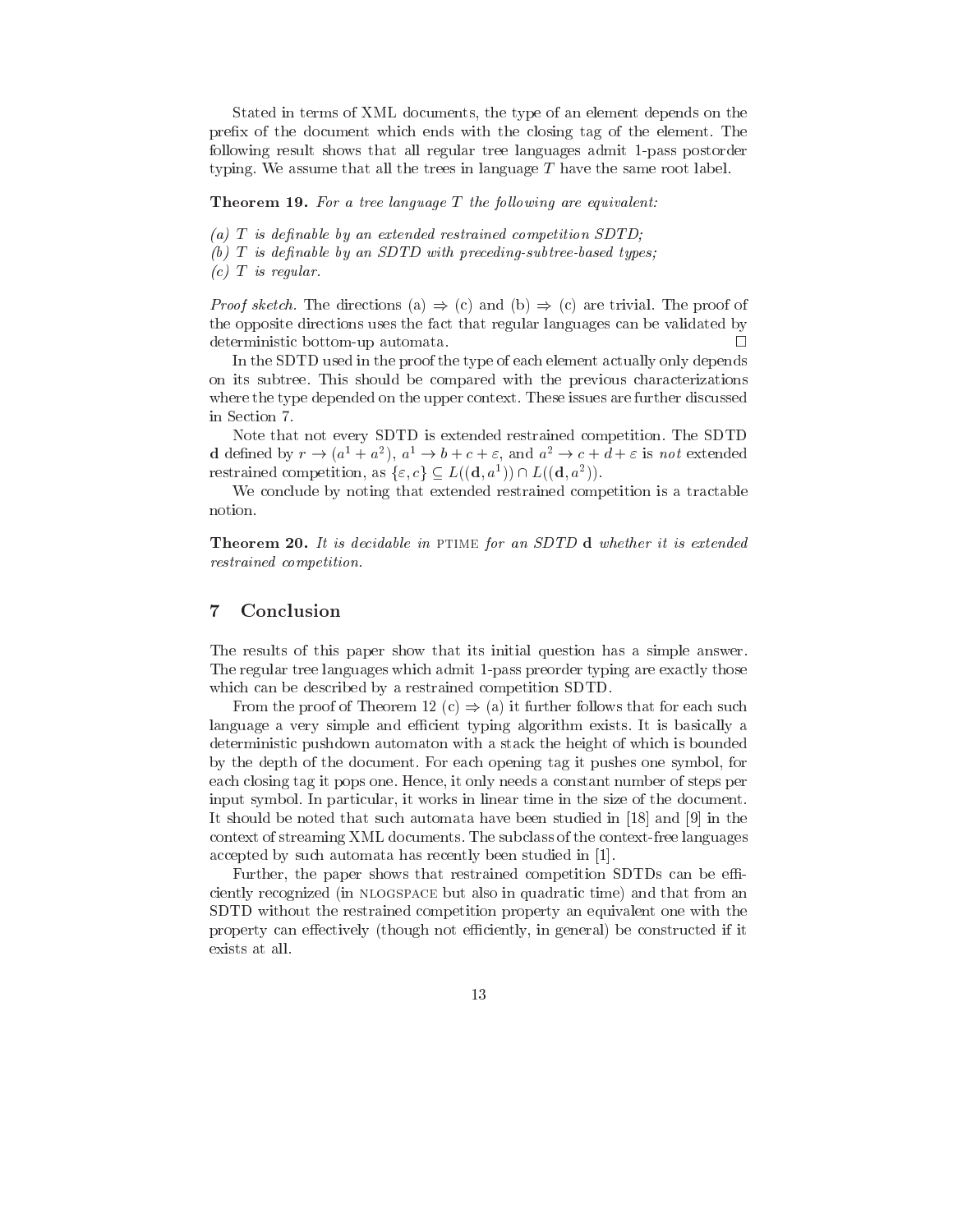Stated in terms of XML documents, the type of an element depends on the prefix of the document which ends with the closing tag of the element. The following result shows that all regular tree languages admit 1-pass postorder typing. We assume that all the trees in language $T$ have the same root label.

**Theorem 19.** *For a tree language $T$ the following are equivalent:*

*(a) $T$ is definable by an extended restrained competition SDTD;*
*(b) $T$ is definable by an SDTD with preceding-subtree-based types;*
*(c) $T$ is regular.*

*Proof sketch.* The directions (a) $\Rightarrow$ (c) and (b) $\Rightarrow$ (c) are trivial. The proof of the opposite directions uses the fact that regular languages can be validated by deterministic bottom-up automata. $\square$

In the SDTD used in the proof the type of each element actually only depends on its subtree. This should be compared with the previous characterizations where the type depended on the upper context. These issues are further discussed in Section 7.

Note that not every SDTD is extended restrained competition. The SDTD $\mathbf{d}$ defined by $r \to (a^1 + a^2)$, $a^1 \to b + c + \varepsilon$, and $a^2 \to c + d + \varepsilon$ is *not* extended restrained competition, as $\{\varepsilon, c\} \subseteq L((\mathbf{d}, a^1)) \cap L((\mathbf{d}, a^2))$.

We conclude by noting that extended restrained competition is a tractable notion.

**Theorem 20.** *It is decidable in* PTIME *for an SDTD $\mathbf{d}$ whether it is extended restrained competition.*

## 7 Conclusion

The results of this paper show that its initial question has a simple answer. The regular tree languages which admit 1-pass preorder typing are exactly those which can be described by a restrained competition SDTD.

From the proof of Theorem 12 (c) $\Rightarrow$ (a) it further follows that for each such language a very simple and efficient typing algorithm exists. It is basically a deterministic pushdown automaton with a stack the height of which is bounded by the depth of the document. For each opening tag it pushes one symbol, for each closing tag it pops one. Hence, it only needs a constant number of steps per input symbol. In particular, it works in linear time in the size of the document. It should be noted that such automata have been studied in [18] and [9] in the context of streaming XML documents. The subclass of the context-free languages accepted by such automata has recently been studied in [1].

Further, the paper shows that restrained competition SDTDs can be efficiently recognized (in NLOGSPACE but also in quadratic time) and that from an SDTD without the restrained competition property an equivalent one with the property can effectively (though not efficiently, in general) be constructed if it exists at all.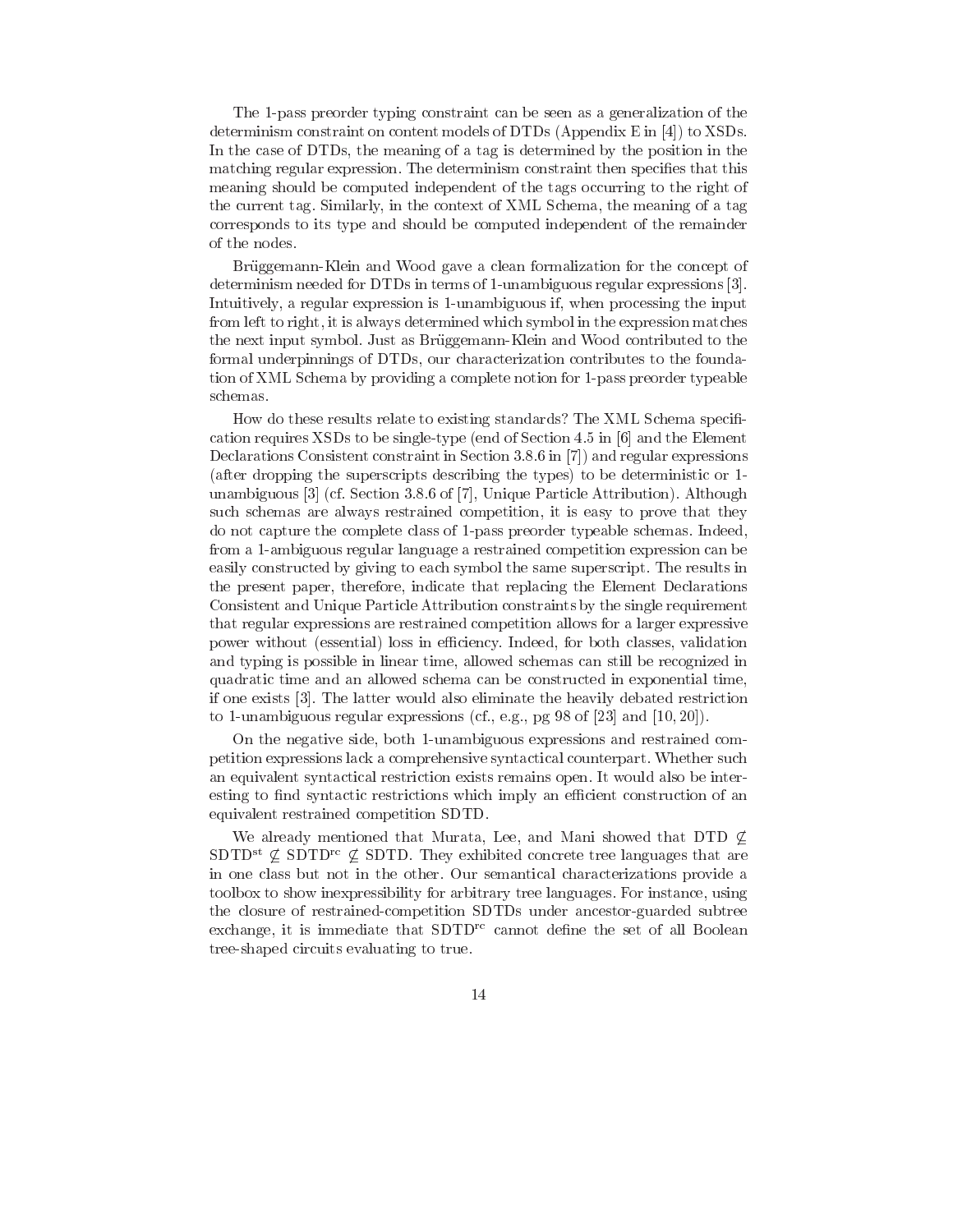The 1-pass preorder typing constraint can be seen as a generalization of the determinism constraint on content models of DTDs (Appendix E in [4]) to XSDs. In the case of DTDs, the meaning of a tag is determined by the position in the matching regular expression. The determinism constraint then specifies that this meaning should be computed independent of the tags occurring to the right of the current tag. Similarly, in the context of XML Schema, the meaning of a tag corresponds to its type and should be computed independent of the remainder of the nodes.

Brüggemann-Klein and Wood gave a clean formalization for the concept of determinism needed for DTDs in terms of 1-unambiguous regular expressions [3]. Intuitively, a regular expression is 1-unambiguous if, when processing the input from left to right, it is always determined which symbol in the expression matches the next input symbol. Just as Brüggemann-Klein and Wood contributed to the formal underpinnings of DTDs, our characterization contributes to the foundation of XML Schema by providing a complete notion for 1-pass preorder typeable schemas.

How do these results relate to existing standards? The XML Schema specification requires XSDs to be single-type (end of Section 4.5 in [6] and the Element Declarations Consistent constraint in Section 3.8.6 in [7]) and regular expressions (after dropping the superscripts describing the types) to be deterministic or 1-unambiguous [3] (cf. Section 3.8.6 of [7], Unique Particle Attribution). Although such schemas are always restrained competition, it is easy to prove that they do not capture the complete class of 1-pass preorder typeable schemas. Indeed, from a 1-ambiguous regular language a restrained competition expression can be easily constructed by giving to each symbol the same superscript. The results in the present paper, therefore, indicate that replacing the Element Declarations Consistent and Unique Particle Attribution constraints by the single requirement that regular expressions are restrained competition allows for a larger expressive power without (essential) loss in efficiency. Indeed, for both classes, validation and typing is possible in linear time, allowed schemas can still be recognized in quadratic time and an allowed schema can be constructed in exponential time, if one exists [3]. The latter would also eliminate the heavily debated restriction to 1-unambiguous regular expressions (cf., e.g., pg 98 of [23] and [10, 20]).

On the negative side, both 1-unambiguous expressions and restrained competition expressions lack a comprehensive syntactical counterpart. Whether such an equivalent syntactical restriction exists remains open. It would also be interesting to find syntactic restrictions which imply an efficient construction of an equivalent restrained competition SDTD.

We already mentioned that Murata, Lee, and Mani showed that DTD $\not\subseteq$ $\text{SDTD}^{\text{st}} \not\subseteq \text{SDTD}^{\text{rc}} \not\subseteq$ SDTD. They exhibited concrete tree languages that are in one class but not in the other. Our semantical characterizations provide a toolbox to show inexpressibility for arbitrary tree languages. For instance, using the closure of restrained-competition SDTDs under ancestor-guarded subtree exchange, it is immediate that $\text{SDTD}^{\text{rc}}$ cannot define the set of all Boolean tree-shaped circuits evaluating to true.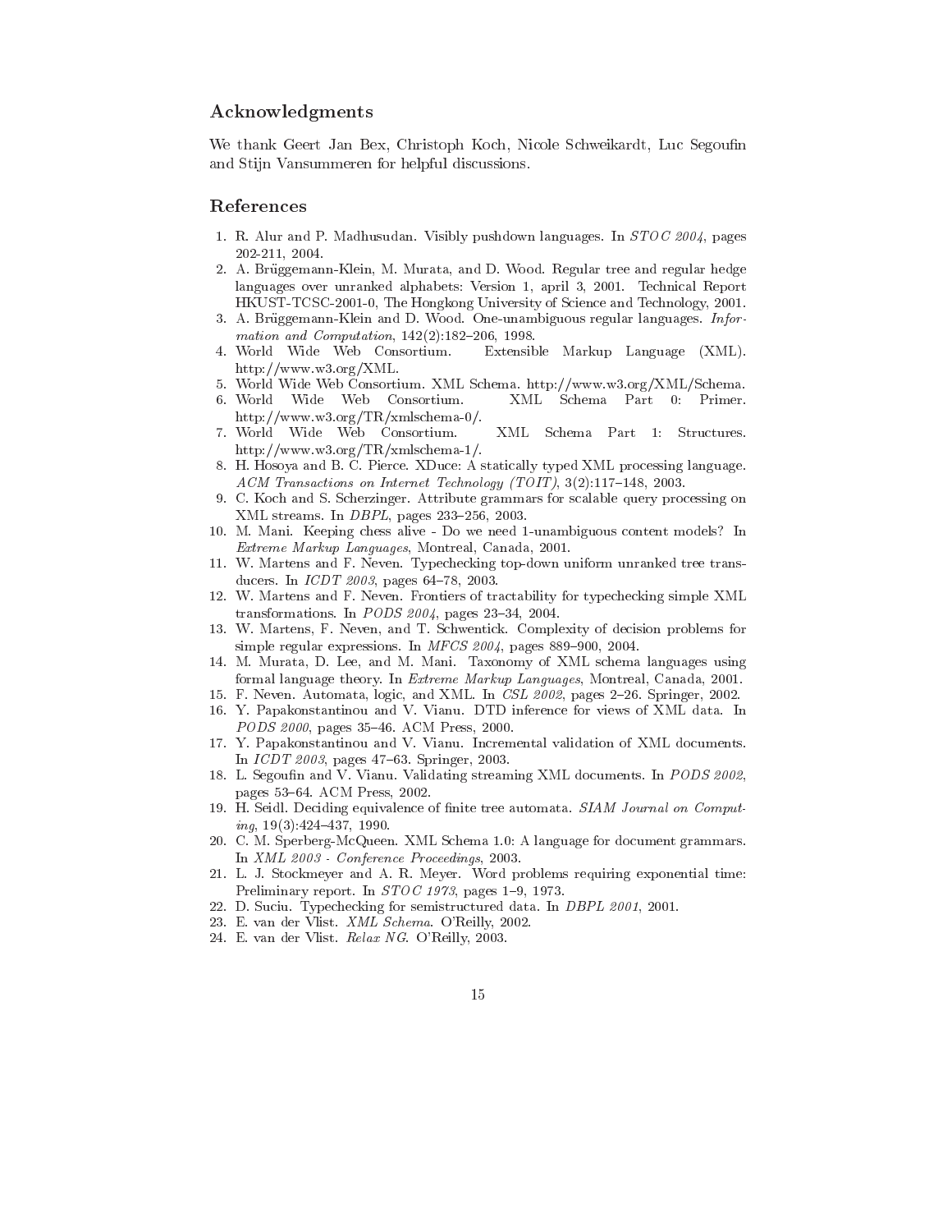## Acknowledgments

We thank Geert Jan Bex, Christoph Koch, Nicole Schweikardt, Luc Segoufin and Stijn Vansummeren for helpful discussions.

## References

1. R. Alur and P. Madhusudan. Visibly pushdown languages. In *STOC 2004*, pages 202-211, 2004.
2. A. Brüggemann-Klein, M. Murata, and D. Wood. Regular tree and regular hedge languages over unranked alphabets: Version 1, april 3, 2001. Technical Report HKUST-TCSC-2001-0, The Hongkong University of Science and Technology, 2001.
3. A. Brüggemann-Klein and D. Wood. One-unambiguous regular languages. *Information and Computation*, 142(2):182–206, 1998.
4. World Wide Web Consortium. Extensible Markup Language (XML). http://www.w3.org/XML.
5. World Wide Web Consortium. XML Schema. http://www.w3.org/XML/Schema.
6. World Wide Web Consortium. XML Schema Part 0: Primer. http://www.w3.org/TR/xmlschema-0/.
7. World Wide Web Consortium. XML Schema Part 1: Structures. http://www.w3.org/TR/xmlschema-1/.
8. H. Hosoya and B. C. Pierce. XDuce: A statically typed XML processing language. *ACM Transactions on Internet Technology (TOIT)*, 3(2):117–148, 2003.
9. C. Koch and S. Scherzinger. Attribute grammars for scalable query processing on XML streams. In *DBPL*, pages 233–256, 2003.
10. M. Mani. Keeping chess alive - Do we need 1-unambiguous content models? In *Extreme Markup Languages*, Montreal, Canada, 2001.
11. W. Martens and F. Neven. Typechecking top-down uniform unranked tree transducers. In *ICDT 2003*, pages 64–78, 2003.
12. W. Martens and F. Neven. Frontiers of tractability for typechecking simple XML transformations. In *PODS 2004*, pages 23–34, 2004.
13. W. Martens, F. Neven, and T. Schwentick. Complexity of decision problems for simple regular expressions. In *MFCS 2004*, pages 889–900, 2004.
14. M. Murata, D. Lee, and M. Mani. Taxonomy of XML schema languages using formal language theory. In *Extreme Markup Languages*, Montreal, Canada, 2001.
15. F. Neven. Automata, logic, and XML. In *CSL 2002*, pages 2–26. Springer, 2002.
16. Y. Papakonstantinou and V. Vianu. DTD inference for views of XML data. In *PODS 2000*, pages 35–46. ACM Press, 2000.
17. Y. Papakonstantinou and V. Vianu. Incremental validation of XML documents. In *ICDT 2003*, pages 47–63. Springer, 2003.
18. L. Segoufin and V. Vianu. Validating streaming XML documents. In *PODS 2002*, pages 53–64. ACM Press, 2002.
19. H. Seidl. Deciding equivalence of finite tree automata. *SIAM Journal on Computing*, 19(3):424–437, 1990.
20. C. M. Sperberg-McQueen. XML Schema 1.0: A language for document grammars. In *XML 2003 - Conference Proceedings*, 2003.
21. L. J. Stockmeyer and A. R. Meyer. Word problems requiring exponential time: Preliminary report. In *STOC 1973*, pages 1–9, 1973.
22. D. Suciu. Typechecking for semistructured data. In *DBPL 2001*, 2001.
23. E. van der Vlist. *XML Schema*. O'Reilly, 2002.
24. E. van der Vlist. *Relax NG*. O'Reilly, 2003.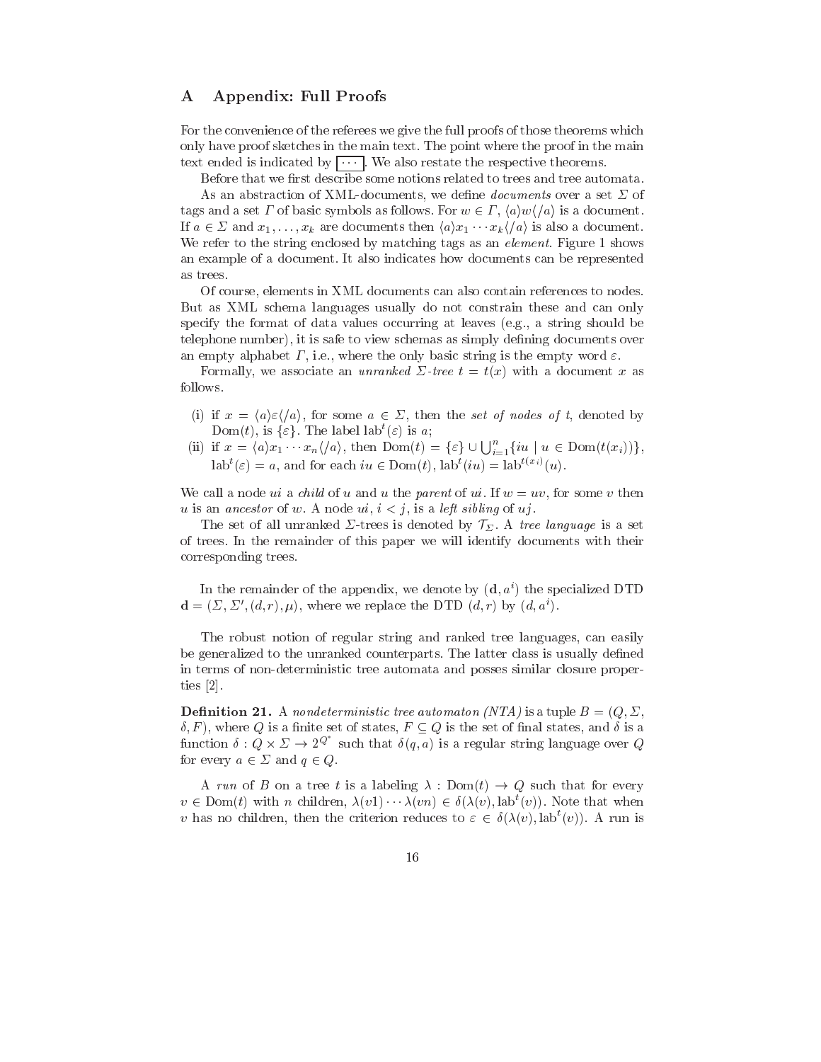# A Appendix: Full Proofs

For the convenience of the referees we give the full proofs of those theorems which only have proof sketches in the main text. The point where the proof in the main text ended is indicated by $\boxed{\cdots}$. We also restate the respective theorems.

Before that we first describe some notions related to trees and tree automata.

As an abstraction of XML-documents, we define *documents* over a set $\Sigma$ of tags and a set $\Gamma$ of basic symbols as follows. For $w \in \Gamma$, $\langle a \rangle w \langle /a \rangle$ is a document. If $a \in \Sigma$ and $x_1, \ldots, x_k$ are documents then $\langle a \rangle x_1 \cdots x_k \langle /a \rangle$ is also a document. We refer to the string enclosed by matching tags as an *element*. Figure 1 shows an example of a document. It also indicates how documents can be represented as trees.

Of course, elements in XML documents can also contain references to nodes. But as XML schema languages usually do not constrain these and can only specify the format of data values occurring at leaves (e.g., a string should be telephone number), it is safe to view schemas as simply defining documents over an empty alphabet $\Gamma$, i.e., where the only basic string is the empty word $\varepsilon$.

Formally, we associate an *unranked $\Sigma$-tree* $t = t(x)$ with a document $x$ as follows.

(i) if $x = \langle a \rangle \varepsilon \langle /a \rangle$, for some $a \in \Sigma$, then the *set of nodes of* $t$, denoted by $\mathrm{Dom}(t)$, is $\{\varepsilon\}$. The label $\mathrm{lab}^t(\varepsilon)$ is $a$;

(ii) if $x = \langle a \rangle x_1 \cdots x_n \langle /a \rangle$, then $\mathrm{Dom}(t) = \{\varepsilon\} \cup \bigcup_{i=1}^{n} \{iu \mid u \in \mathrm{Dom}(t(x_i))\}$, $\mathrm{lab}^t(\varepsilon) = a$, and for each $iu \in \mathrm{Dom}(t)$, $\mathrm{lab}^t(iu) = \mathrm{lab}^{t(x_i)}(u)$.

We call a node $ui$ a *child* of $u$ and $u$ the *parent* of $ui$. If $w = uv$, for some $v$ then $u$ is an *ancestor* of $w$. A node $ui$, $i < j$, is a *left sibling* of $uj$.

The set of all unranked $\Sigma$-trees is denoted by $\mathcal{T}_\Sigma$. A *tree language* is a set of trees. In the remainder of this paper we will identify documents with their corresponding trees.

In the remainder of the appendix, we denote by $(\mathbf{d}, a^i)$ the specialized DTD $\mathbf{d} = (\Sigma, \Sigma', (d, r), \mu)$, where we replace the DTD $(d, r)$ by $(d, a^i)$.

The robust notion of regular string and ranked tree languages, can easily be generalized to the unranked counterparts. The latter class is usually defined in terms of non-deterministic tree automata and posses similar closure properties [2].

**Definition 21.** A *nondeterministic tree automaton (NTA)* is a tuple $B = (Q, \Sigma, \delta, F)$, where $Q$ is a finite set of states, $F \subseteq Q$ is the set of final states, and $\delta$ is a function $\delta : Q \times \Sigma \to 2^{Q^*}$ such that $\delta(q, a)$ is a regular string language over $Q$ for every $a \in \Sigma$ and $q \in Q$.

A *run* of $B$ on a tree $t$ is a labeling $\lambda : \mathrm{Dom}(t) \to Q$ such that for every $v \in \mathrm{Dom}(t)$ with $n$ children, $\lambda(v1) \cdots \lambda(vn) \in \delta(\lambda(v), \mathrm{lab}^t(v))$. Note that when $v$ has no children, then the criterion reduces to $\varepsilon \in \delta(\lambda(v), \mathrm{lab}^t(v))$. A run is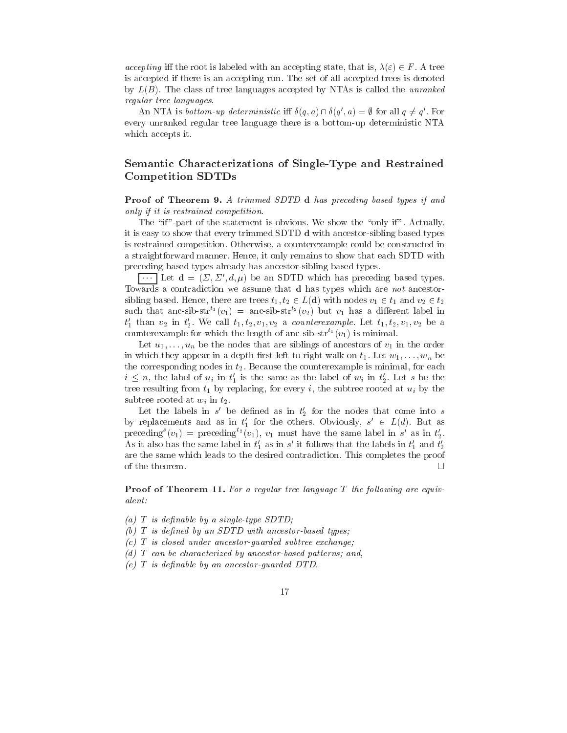*accepting* iff the root is labeled with an accepting state, that is, $\lambda(\varepsilon) \in F$. A tree is accepted if there is an accepting run. The set of all accepted trees is denoted by $L(B)$. The class of tree languages accepted by NTAs is called the *unranked regular tree languages*.

An NTA is *bottom-up deterministic* iff $\delta(q, a) \cap \delta(q', a) = \emptyset$ for all $q \neq q'$. For every unranked regular tree language there is a bottom-up deterministic NTA which accepts it.

## Semantic Characterizations of Single-Type and Restrained Competition SDTDs

**Proof of Theorem 9.** *A trimmed SDTD* $\mathbf{d}$ *has preceding based types if and only if it is restrained competition.*

The "if"-part of the statement is obvious. We show the "only if". Actually, it is easy to show that every trimmed SDTD $\mathbf{d}$ with ancestor-sibling based types is restrained competition. Otherwise, a counterexample could be constructed in a straightforward manner. Hence, it only remains to show that each SDTD with preceding based types already has ancestor-sibling based types.

$\boxed{\cdots}$ Let $\mathbf{d} = (\Sigma, \Sigma', d, \mu)$ be an SDTD which has preceding based types. Towards a contradiction we assume that $\mathbf{d}$ has types which are *not* ancestor-sibling based. Hence, there are trees $t_1, t_2 \in L(\mathbf{d})$ with nodes $v_1 \in t_1$ and $v_2 \in t_2$ such that $\text{anc-sib-str}^{t_1}(v_1) = \text{anc-sib-str}^{t_2}(v_2)$ but $v_1$ has a different label in $t_1'$ than $v_2$ in $t_2'$. We call $t_1, t_2, v_1, v_2$ a *counterexample*. Let $t_1, t_2, v_1, v_2$ be a counterexample for which the length of $\text{anc-sib-str}^{t_1}(v_1)$ is minimal.

Let $u_1, \ldots, u_n$ be the nodes that are siblings of ancestors of $v_1$ in the order in which they appear in a depth-first left-to-right walk on $t_1$. Let $w_1, \ldots, w_n$ be the corresponding nodes in $t_2$. Because the counterexample is minimal, for each $i \leq n$, the label of $u_i$ in $t_1'$ is the same as the label of $w_i$ in $t_2'$. Let $s$ be the tree resulting from $t_1$ by replacing, for every $i$, the subtree rooted at $u_i$ by the subtree rooted at $w_i$ in $t_2$.

Let the labels in $s'$ be defined as in $t_2'$ for the nodes that come into $s$ by replacements and as in $t_1'$ for the others. Obviously, $s' \in L(d)$. But as $\text{preceding}^{s}(v_1) = \text{preceding}^{t_2}(v_1)$, $v_1$ must have the same label in $s'$ as in $t_2'$. As it also has the same label in $t_1'$ as in $s'$ it follows that the labels in $t_1'$ and $t_2'$ are the same which leads to the desired contradiction. This completes the proof of the theorem. $\square$

**Proof of Theorem 11.** *For a regular tree language $T$ the following are equivalent:*

*(a) $T$ is definable by a single-type SDTD;*
*(b) $T$ is defined by an SDTD with ancestor-based types;*
*(c) $T$ is closed under ancestor-guarded subtree exchange;*
*(d) $T$ can be characterized by ancestor-based patterns; and,*
*(e) $T$ is definable by an ancestor-guarded DTD.*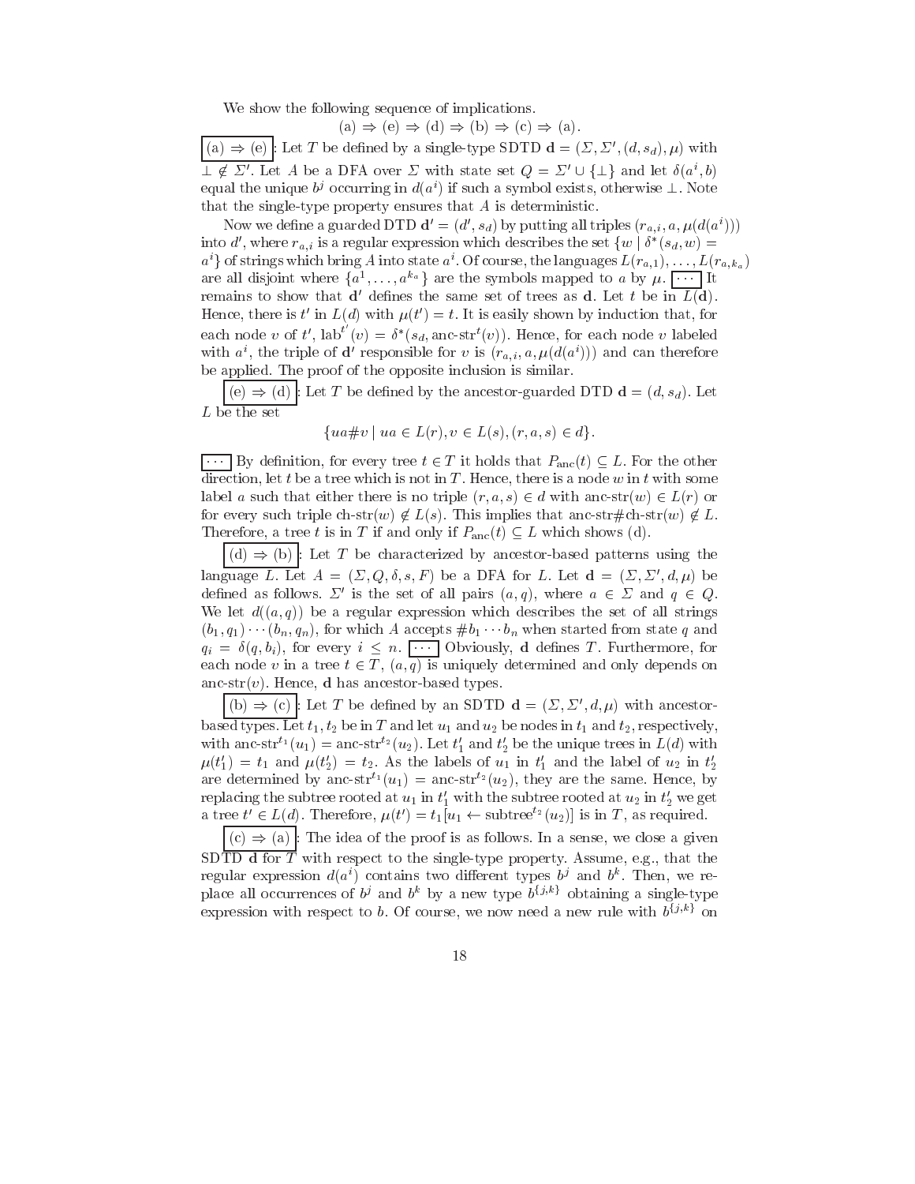We show the following sequence of implications.

$$\text{(a)} \Rightarrow \text{(e)} \Rightarrow \text{(d)} \Rightarrow \text{(b)} \Rightarrow \text{(c)} \Rightarrow \text{(a)}.$$

**(a) ⇒ (e)**: Let $T$ be defined by a single-type SDTD $\mathbf{d} = (\Sigma, \Sigma', (d, s_d), \mu)$ with $\bot \notin \Sigma'$. Let $A$ be a DFA over $\Sigma$ with state set $Q = \Sigma' \cup \{\bot\}$ and let $\delta(a^i, b)$ equal the unique $b^j$ occurring in $d(a^i)$ if such a symbol exists, otherwise $\bot$. Note that the single-type property ensures that $A$ is deterministic.

Now we define a guarded DTD $\mathbf{d}' = (d', s_d)$ by putting all triples $(r_{a,i}, a, \mu(d(a^i)))$ into $d'$, where $r_{a,i}$ is a regular expression which describes the set $\{w \mid \delta^*(s_d, w) = a^i\}$ of strings which bring $A$ into state $a^i$. Of course, the languages $L(r_{a,1}), \ldots, L(r_{a,k_a})$ are all disjoint where $\{a^1, \ldots, a^{k_a}\}$ are the symbols mapped to $a$ by $\mu$. ⋯ It remains to show that $\mathbf{d}'$ defines the same set of trees as $\mathbf{d}$. Let $t$ be in $L(\mathbf{d})$. Hence, there is $t'$ in $L(d)$ with $\mu(t') = t$. It is easily shown by induction that, for each node $v$ of $t'$, $\text{lab}^{t'}(v) = \delta^*(s_d, \text{anc-str}^t(v))$. Hence, for each node $v$ labeled with $a^i$, the triple of $\mathbf{d}'$ responsible for $v$ is $(r_{a,i}, a, \mu(d(a^i)))$ and can therefore be applied. The proof of the opposite inclusion is similar.

**(e) ⇒ (d)**: Let $T$ be defined by the ancestor-guarded DTD $\mathbf{d} = (d, s_d)$. Let $L$ be the set

$$\{ua\#v \mid ua \in L(r), v \in L(s), (r, a, s) \in d\}.$$

⋯ By definition, for every tree $t \in T$ it holds that $P_{\text{anc}}(t) \subseteq L$. For the other direction, let $t$ be a tree which is not in $T$. Hence, there is a node $w$ in $t$ with some label $a$ such that either there is no triple $(r, a, s) \in d$ with $\text{anc-str}(w) \in L(r)$ or for every such triple $\text{ch-str}(w) \notin L(s)$. This implies that $\text{anc-str}\#\text{ch-str}(w) \notin L$. Therefore, a tree $t$ is in $T$ if and only if $P_{\text{anc}}(t) \subseteq L$ which shows (d).

**(d) ⇒ (b)**: Let $T$ be characterized by ancestor-based patterns using the language $L$. Let $A = (\Sigma, Q, \delta, s, F)$ be a DFA for $L$. Let $\mathbf{d} = (\Sigma, \Sigma', d, \mu)$ be defined as follows. $\Sigma'$ is the set of all pairs $(a, q)$, where $a \in \Sigma$ and $q \in Q$. We let $d((a, q))$ be a regular expression which describes the set of all strings $(b_1, q_1) \cdots (b_n, q_n)$, for which $A$ accepts $\#b_1 \cdots b_n$ when started from state $q$ and $q_i = \delta(q, b_i)$, for every $i \leq n$. ⋯ Obviously, $\mathbf{d}$ defines $T$. Furthermore, for each node $v$ in a tree $t \in T$, $(a, q)$ is uniquely determined and only depends on $\text{anc-str}(v)$. Hence, $\mathbf{d}$ has ancestor-based types.

**(b) ⇒ (c)**: Let $T$ be defined by an SDTD $\mathbf{d} = (\Sigma, \Sigma', d, \mu)$ with ancestor-based types. Let $t_1, t_2$ be in $T$ and let $u_1$ and $u_2$ be nodes in $t_1$ and $t_2$, respectively, with $\text{anc-str}^{t_1}(u_1) = \text{anc-str}^{t_2}(u_2)$. Let $t_1'$ and $t_2'$ be the unique trees in $L(d)$ with $\mu(t_1') = t_1$ and $\mu(t_2') = t_2$. As the labels of $u_1$ in $t_1'$ and the label of $u_2$ in $t_2'$ are determined by $\text{anc-str}^{t_1}(u_1) = \text{anc-str}^{t_2}(u_2)$, they are the same. Hence, by replacing the subtree rooted at $u_1$ in $t_1'$ with the subtree rooted at $u_2$ in $t_2'$ we get a tree $t' \in L(d)$. Therefore, $\mu(t') = t_1[u_1 \leftarrow \text{subtree}^{t_2}(u_2)]$ is in $T$, as required.

**(c) ⇒ (a)**: The idea of the proof is as follows. In a sense, we close a given SDTD $\mathbf{d}$ for $T$ with respect to the single-type property. Assume, e.g., that the regular expression $d(a^i)$ contains two different types $b^j$ and $b^k$. Then, we replace all occurrences of $b^j$ and $b^k$ by a new type $b^{\{j,k\}}$ obtaining a single-type expression with respect to $b$. Of course, we now need a new rule with $b^{\{j,k\}}$ on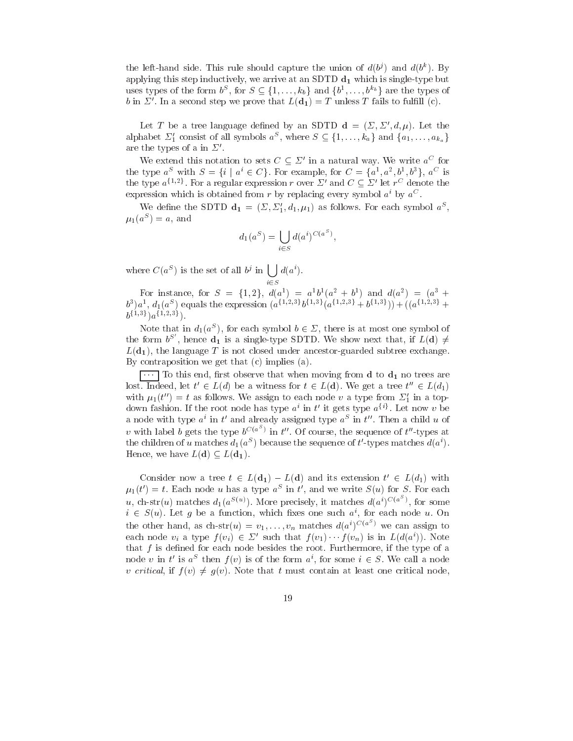the left-hand side. This rule should capture the union of $d(b^j)$ and $d(b^k)$. By applying this step inductively, we arrive at an SDTD $\mathbf{d_1}$ which is single-type but uses types of the form $b^S$, for $S \subseteq \{1, \ldots, k_b\}$ and $\{b^1, \ldots, b^{k_b}\}$ are the types of $b$ in $\Sigma'$. In a second step we prove that $L(\mathbf{d_1}) = T$ unless $T$ fails to fulfill (c).

Let $T$ be a tree language defined by an SDTD $\mathbf{d} = (\Sigma, \Sigma', d, \mu)$. Let the alphabet $\Sigma_1'$ consist of all symbols $a^S$, where $S \subseteq \{1, \ldots, k_a\}$ and $\{a_1, \ldots, a_{k_a}\}$ are the types of a in $\Sigma'$.

We extend this notation to sets $C \subseteq \Sigma'$ in a natural way. We write $a^C$ for the type $a^S$ with $S = \{i \mid a^i \in C\}$. For example, for $C = \{a^1, a^2, b^1, b^3\}$, $a^C$ is the type $a^{\{1,2\}}$. For a regular expression $r$ over $\Sigma'$ and $C \subseteq \Sigma'$ let $r^C$ denote the expression which is obtained from $r$ by replacing every symbol $a^i$ by $a^C$.

We define the SDTD $\mathbf{d_1} = (\Sigma, \Sigma_1', d_1, \mu_1)$ as follows. For each symbol $a^S$, $\mu_1(a^S) = a$, and

$$d_1(a^S) = \bigcup_{i \in S} d(a^i)^{C(a^S)},$$

where $C(a^S)$ is the set of all $b^j$ in $\bigcup_{i \in S} d(a^i)$.

For instance, for $S = \{1, 2\}$, $d(a^1) = a^1 b^1 (a^2 + b^1)$ and $d(a^2) = (a^3 + b^3) a^1$, $d_1(a^S)$ equals the expression $(a^{\{1,2,3\}} b^{\{1,3\}} (a^{\{1,2,3\}} + b^{\{1,3\}})) + ((a^{\{1,2,3\}} + b^{\{1,3\}}) a^{\{1,2,3\}})$.

Note that in $d_1(a^S)$, for each symbol $b \in \Sigma$, there is at most one symbol of the form $b^{S'}$, hence $\mathbf{d_1}$ is a single-type SDTD. We show next that, if $L(\mathbf{d}) \neq L(\mathbf{d_1})$, the language $T$ is not closed under ancestor-guarded subtree exchange. By contraposition we get that (c) implies (a).

$\boxed{\cdots}$ To this end, first observe that when moving from $\mathbf{d}$ to $\mathbf{d_1}$ no trees are lost. Indeed, let $t' \in L(d)$ be a witness for $t \in L(\mathbf{d})$. We get a tree $t'' \in L(d_1)$ with $\mu_1(t'') = t$ as follows. We assign to each node $v$ a type from $\Sigma_1'$ in a top-down fashion. If the root node has type $a^i$ in $t'$ it gets type $a^{\{i\}}$. Let now $v$ be a node with type $a^i$ in $t'$ and already assigned type $a^S$ in $t''$. Then a child $u$ of $v$ with label $b$ gets the type $b^{C(a^S)}$ in $t''$. Of course, the sequence of $t''$-types at the children of $u$ matches $d_1(a^S)$ because the sequence of $t'$-types matches $d(a^i)$. Hence, we have $L(\mathbf{d}) \subseteq L(\mathbf{d_1})$.

Consider now a tree $t \in L(\mathbf{d_1}) - L(\mathbf{d})$ and its extension $t' \in L(d_1)$ with $\mu_1(t') = t$. Each node $u$ has a type $a^S$ in $t'$, and we write $S(u)$ for $S$. For each $u$, ch-str$(u)$ matches $d_1(a^{S(u)})$. More precisely, it matches $d(a^i)^{C(a^S)}$, for some $i \in S(u)$. Let $g$ be a function, which fixes one such $a^i$, for each node $u$. On the other hand, as ch-str$(u) = v_1, \ldots, v_n$ matches $d(a^i)^{C(a^S)}$ we can assign to each node $v_i$ a type $f(v_i) \in \Sigma'$ such that $f(v_1) \cdots f(v_n)$ is in $L(d(a^i))$. Note that $f$ is defined for each node besides the root. Furthermore, if the type of a node $v$ in $t'$ is $a^S$ then $f(v)$ is of the form $a^i$, for some $i \in S$. We call a node $v$ *critical*, if $f(v) \neq g(v)$. Note that $t$ must contain at least one critical node,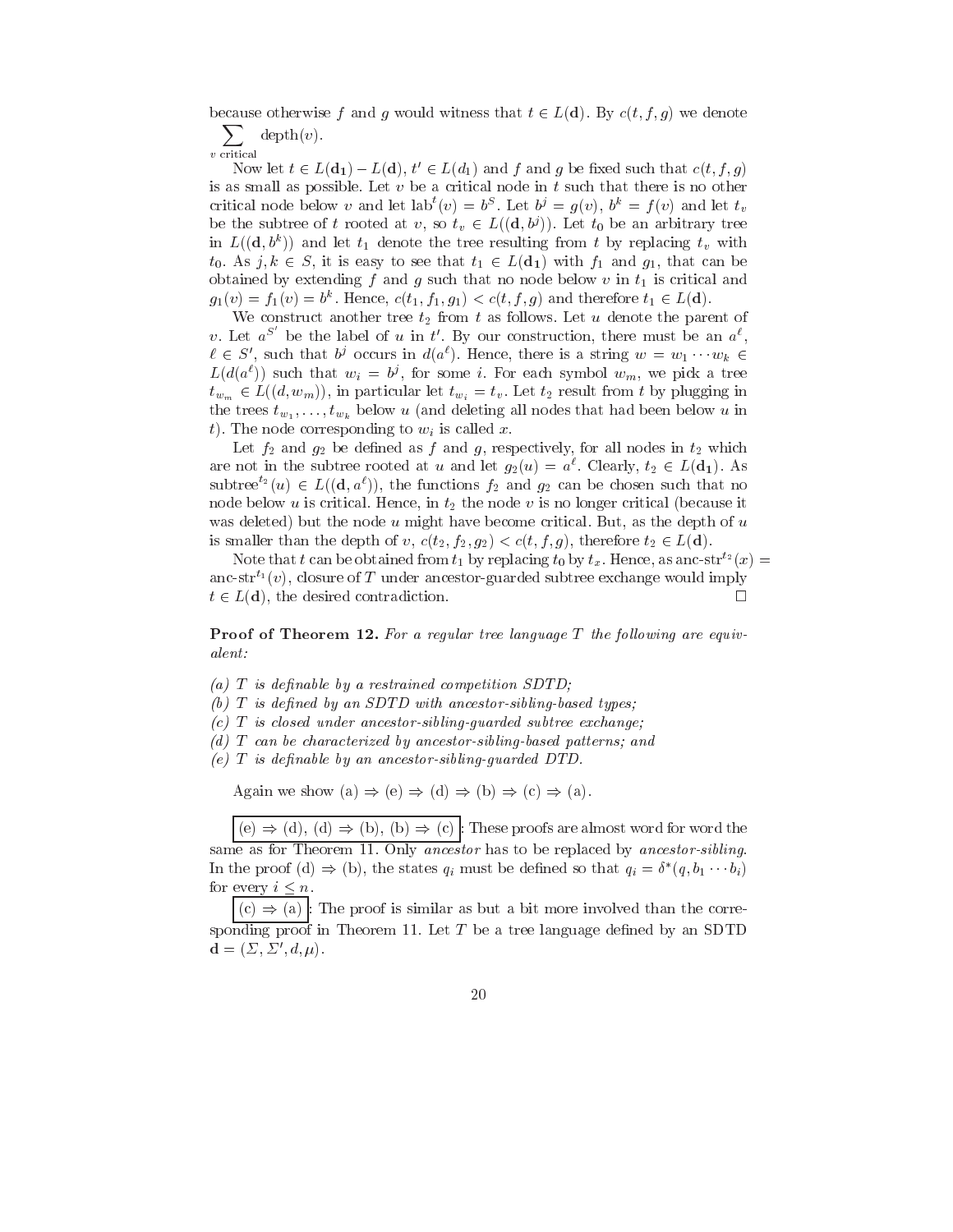because otherwise $f$ and $g$ would witness that $t \in L(\mathbf{d})$. By $c(t, f, g)$ we denote $\sum_{v \text{ critical}} \text{depth}(v)$.

Now let $t \in L(\mathbf{d_1}) - L(\mathbf{d})$, $t' \in L(d_1)$ and $f$ and $g$ be fixed such that $c(t, f, g)$ is as small as possible. Let $v$ be a critical node in $t$ such that there is no other critical node below $v$ and let $\text{lab}^t(v) = b^S$. Let $b^j = g(v)$, $b^k = f(v)$ and let $t_v$ be the subtree of $t$ rooted at $v$, so $t_v \in L((\mathbf{d}, b^j))$. Let $t_0$ be an arbitrary tree in $L((\mathbf{d}, b^k))$ and let $t_1$ denote the tree resulting from $t$ by replacing $t_v$ with $t_0$. As $j, k \in S$, it is easy to see that $t_1 \in L(\mathbf{d_1})$ with $f_1$ and $g_1$, that can be obtained by extending $f$ and $g$ such that no node below $v$ in $t_1$ is critical and $g_1(v) = f_1(v) = b^k$. Hence, $c(t_1, f_1, g_1) < c(t, f, g)$ and therefore $t_1 \in L(\mathbf{d})$.

We construct another tree $t_2$ from $t$ as follows. Let $u$ denote the parent of $v$. Let $a^{S'}$ be the label of $u$ in $t'$. By our construction, there must be an $a^\ell$, $\ell \in S'$, such that $b^j$ occurs in $d(a^\ell)$. Hence, there is a string $w = w_1 \cdots w_k \in L(d(a^\ell))$ such that $w_i = b^j$, for some $i$. For each symbol $w_m$, we pick a tree $t_{w_m} \in L((d, w_m))$, in particular let $t_{w_i} = t_v$. Let $t_2$ result from $t$ by plugging in the trees $t_{w_1}, \ldots, t_{w_k}$ below $u$ (and deleting all nodes that had been below $u$ in $t$). The node corresponding to $w_i$ is called $x$.

Let $f_2$ and $g_2$ be defined as $f$ and $g$, respectively, for all nodes in $t_2$ which are not in the subtree rooted at $u$ and let $g_2(u) = a^\ell$. Clearly, $t_2 \in L(\mathbf{d_1})$. As $\text{subtree}^{t_2}(u) \in L((\mathbf{d}, a^\ell))$, the functions $f_2$ and $g_2$ can be chosen such that no node below $u$ is critical. Hence, in $t_2$ the node $v$ is no longer critical (because it was deleted) but the node $u$ might have become critical. But, as the depth of $u$ is smaller than the depth of $v$, $c(t_2, f_2, g_2) < c(t, f, g)$, therefore $t_2 \in L(\mathbf{d})$.

Note that $t$ can be obtained from $t_1$ by replacing $t_0$ by $t_x$. Hence, as $\text{anc-str}^{t_2}(x) = \text{anc-str}^{t_1}(v)$, closure of $T$ under ancestor-guarded subtree exchange would imply $t \in L(\mathbf{d})$, the desired contradiction. □

**Proof of Theorem 12.** *For a regular tree language $T$ the following are equivalent:*

*(a) $T$ is definable by a restrained competition SDTD;*
*(b) $T$ is defined by an SDTD with ancestor-sibling-based types;*
*(c) $T$ is closed under ancestor-sibling-guarded subtree exchange;*
*(d) $T$ can be characterized by ancestor-sibling-based patterns; and*
*(e) $T$ is definable by an ancestor-sibling-guarded DTD.*

Again we show (a) ⇒ (e) ⇒ (d) ⇒ (b) ⇒ (c) ⇒ (a).

(e) ⇒ (d), (d) ⇒ (b), (b) ⇒ (c) : These proofs are almost word for word the same as for Theorem 11. Only *ancestor* has to be replaced by *ancestor-sibling*. In the proof (d) ⇒ (b), the states $q_i$ must be defined so that $q_i = \delta^*(q, b_1 \cdots b_i)$ for every $i \leq n$.

(c) ⇒ (a) : The proof is similar as but a bit more involved than the corresponding proof in Theorem 11. Let $T$ be a tree language defined by an SDTD $\mathbf{d} = (\Sigma, \Sigma', d, \mu)$.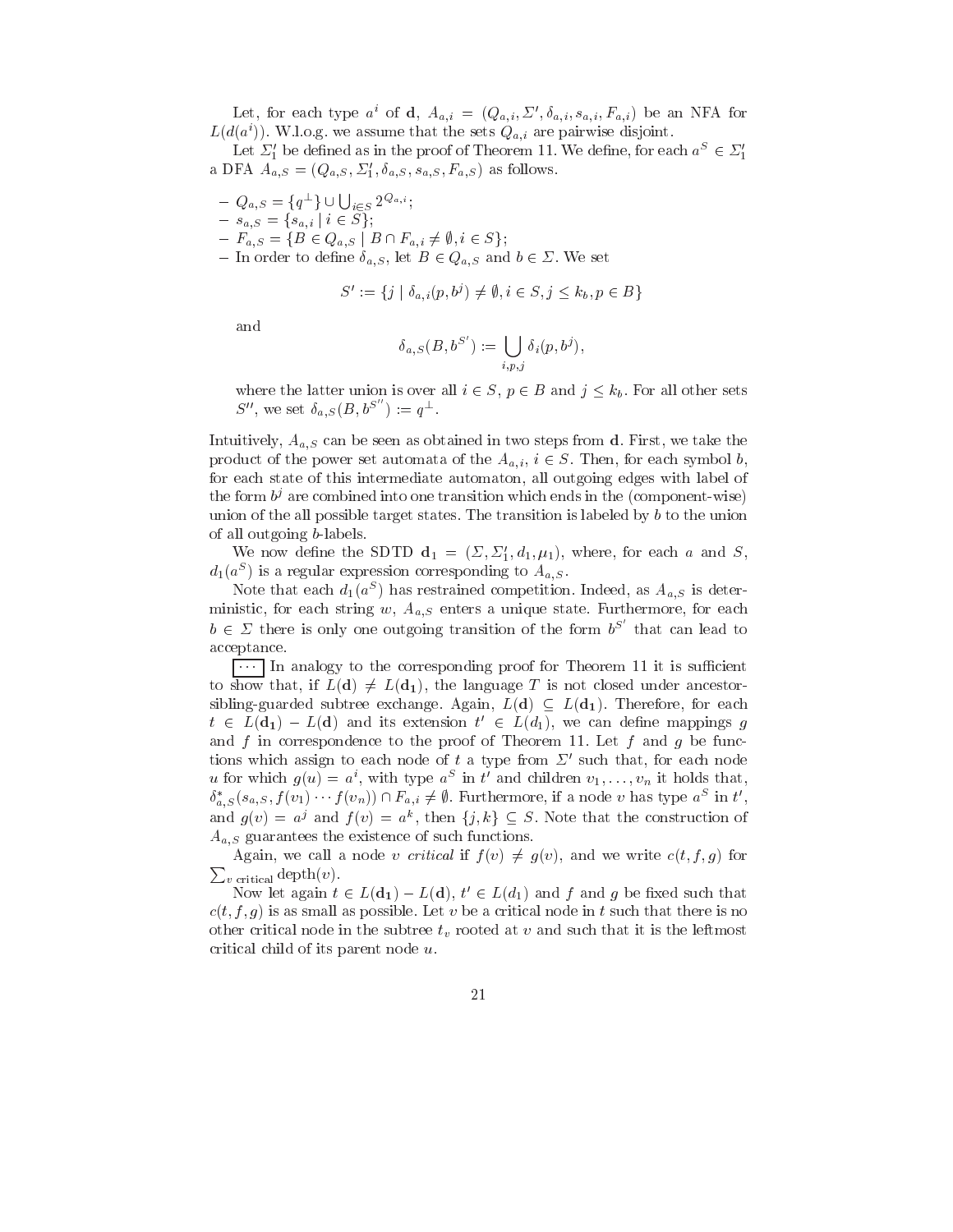Let, for each type $a^i$ of $\mathbf{d}$, $A_{a,i} = (Q_{a,i}, \Sigma', \delta_{a,i}, s_{a,i}, F_{a,i})$ be an NFA for $L(d(a^i))$. W.l.o.g. we assume that the sets $Q_{a,i}$ are pairwise disjoint.

Let $\Sigma'_1$ be defined as in the proof of Theorem 11. We define, for each $a^S \in \Sigma'_1$ a DFA $A_{a,S} = (Q_{a,S}, \Sigma'_1, \delta_{a,S}, s_{a,S}, F_{a,S})$ as follows.

- $Q_{a,S} = \{q^\perp\} \cup \bigcup_{i \in S} 2^{Q_{a,i}}$;
- $s_{a,S} = \{s_{a,i} \mid i \in S\}$;
- $F_{a,S} = \{B \in Q_{a,S} \mid B \cap F_{a,i} \neq \emptyset, i \in S\}$;
- In order to define $\delta_{a,S}$, let $B \in Q_{a,S}$ and $b \in \Sigma$. We set

$$S' := \{j \mid \delta_{a,i}(p, b^j) \neq \emptyset, i \in S, j \leq k_b, p \in B\}$$

  and

$$\delta_{a,S}(B, b^{S'}) := \bigcup_{i,p,j} \delta_i(p, b^j),$$

  where the latter union is over all $i \in S$, $p \in B$ and $j \leq k_b$. For all other sets $S''$, we set $\delta_{a,S}(B, b^{S''}) := q^\perp$.

Intuitively, $A_{a,S}$ can be seen as obtained in two steps from $\mathbf{d}$. First, we take the product of the power set automata of the $A_{a,i}$, $i \in S$. Then, for each symbol $b$, for each state of this intermediate automaton, all outgoing edges with label of the form $b^j$ are combined into one transition which ends in the (component-wise) union of the all possible target states. The transition is labeled by $b$ to the union of all outgoing $b$-labels.

We now define the SDTD $\mathbf{d_1} = (\Sigma, \Sigma'_1, d_1, \mu_1)$, where, for each $a$ and $S$, $d_1(a^S)$ is a regular expression corresponding to $A_{a,S}$.

Note that each $d_1(a^S)$ has restrained competition. Indeed, as $A_{a,S}$ is deterministic, for each string $w$, $A_{a,S}$ enters a unique state. Furthermore, for each $b \in \Sigma$ there is only one outgoing transition of the form $b^{S'}$ that can lead to acceptance.

$\boxed{\cdots}$ In analogy to the corresponding proof for Theorem 11 it is sufficient to show that, if $L(\mathbf{d}) \neq L(\mathbf{d_1})$, the language $T$ is not closed under ancestor-sibling-guarded subtree exchange. Again, $L(\mathbf{d}) \subseteq L(\mathbf{d_1})$. Therefore, for each $t \in L(\mathbf{d_1}) - L(\mathbf{d})$ and its extension $t' \in L(d_1)$, we can define mappings $g$ and $f$ in correspondence to the proof of Theorem 11. Let $f$ and $g$ be functions which assign to each node of $t$ a type from $\Sigma'$ such that, for each node $u$ for which $g(u) = a^i$, with type $a^S$ in $t'$ and children $v_1, \ldots, v_n$ it holds that, $\delta^*_{a,S}(s_{a,S}, f(v_1) \cdots f(v_n)) \cap F_{a,i} \neq \emptyset$. Furthermore, if a node $v$ has type $a^S$ in $t'$, and $g(v) = a^j$ and $f(v) = a^k$, then $\{j, k\} \subseteq S$. Note that the construction of $A_{a,S}$ guarantees the existence of such functions.

Again, we call a node $v$ *critical* if $f(v) \neq g(v)$, and we write $c(t, f, g)$ for $\sum_{v \text{ critical}} \text{depth}(v)$.

Now let again $t \in L(\mathbf{d_1}) - L(\mathbf{d})$, $t' \in L(d_1)$ and $f$ and $g$ be fixed such that $c(t, f, g)$ is as small as possible. Let $v$ be a critical node in $t$ such that there is no other critical node in the subtree $t_v$ rooted at $v$ and such that it is the leftmost critical child of its parent node $u$.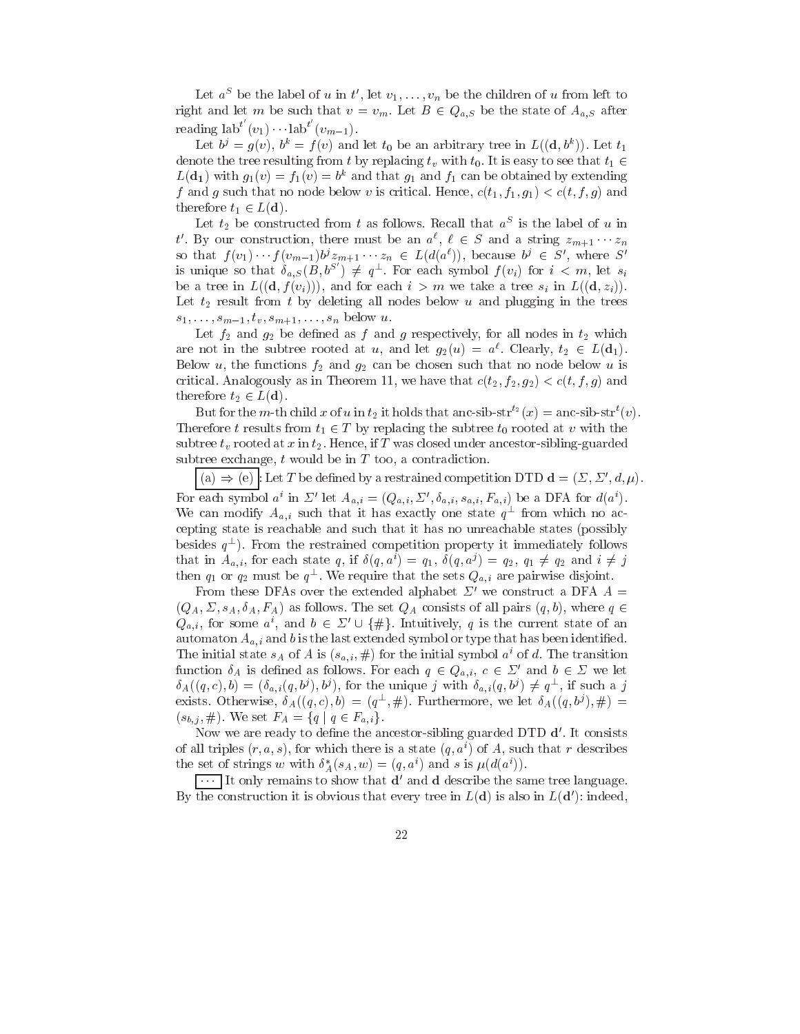Let $a^S$ be the label of $u$ in $t'$, let $v_1, \ldots, v_n$ be the children of $u$ from left to right and let $m$ be such that $v = v_m$. Let $B \in Q_{a,S}$ be the state of $A_{a,S}$ after reading $\text{lab}^{t'}(v_1) \cdots \text{lab}^{t'}(v_{m-1})$.

Let $b^j = g(v)$, $b^k = f(v)$ and let $t_0$ be an arbitrary tree in $L((\mathbf{d}, b^k))$. Let $t_1$ denote the tree resulting from $t$ by replacing $t_v$ with $t_0$. It is easy to see that $t_1 \in L(\mathbf{d_1})$ with $g_1(v) = f_1(v) = b^k$ and that $g_1$ and $f_1$ can be obtained by extending $f$ and $g$ such that no node below $v$ is critical. Hence, $c(t_1, f_1, g_1) < c(t, f, g)$ and therefore $t_1 \in L(\mathbf{d})$.

Let $t_2$ be constructed from $t$ as follows. Recall that $a^S$ is the label of $u$ in $t'$. By our construction, there must be an $a^\ell$, $\ell \in S$ and a string $z_{m+1} \cdots z_n$ so that $f(v_1) \cdots f(v_{m-1}) b^j z_{m+1} \cdots z_n \in L(d(a^\ell))$, because $b^j \in S'$, where $S'$ is unique so that $\delta_{a,S}(B, b^{S'}) \neq q^\perp$. For each symbol $f(v_i)$ for $i < m$, let $s_i$ be a tree in $L((\mathbf{d}, f(v_i)))$, and for each $i > m$ we take a tree $s_i$ in $L((\mathbf{d}, z_i))$. Let $t_2$ result from $t$ by deleting all nodes below $u$ and plugging in the trees $s_1, \ldots, s_{m-1}, t_v, s_{m+1}, \ldots, s_n$ below $u$.

Let $f_2$ and $g_2$ be defined as $f$ and $g$ respectively, for all nodes in $t_2$ which are not in the subtree rooted at $u$, and let $g_2(u) = a^\ell$. Clearly, $t_2 \in L(\mathbf{d_1})$. Below $u$, the functions $f_2$ and $g_2$ can be chosen such that no node below $u$ is critical. Analogously as in Theorem 11, we have that $c(t_2, f_2, g_2) < c(t, f, g)$ and therefore $t_2 \in L(\mathbf{d})$.

But for the $m$-th child $x$ of $u$ in $t_2$ it holds that $\text{anc-sib-str}^{t_2}(x) = \text{anc-sib-str}^t(v)$. Therefore $t$ results from $t_1 \in T$ by replacing the subtree $t_0$ rooted at $v$ with the subtree $t_v$ rooted at $x$ in $t_2$. Hence, if $T$ was closed under ancestor-sibling-guarded subtree exchange, $t$ would be in $T$ too, a contradiction.

(a) $\Rightarrow$ (e): Let $T$ be defined by a restrained competition DTD $\mathbf{d} = (\Sigma, \Sigma', d, \mu)$. For each symbol $a^i$ in $\Sigma'$ let $A_{a,i} = (Q_{a,i}, \Sigma', \delta_{a,i}, s_{a,i}, F_{a,i})$ be a DFA for $d(a^i)$. We can modify $A_{a,i}$ such that it has exactly one state $q^\perp$ from which no accepting state is reachable and such that it has no unreachable states (possibly besides $q^\perp$). From the restrained competition property it immediately follows that in $A_{a,i}$, for each state $q$, if $\delta(q, a^i) = q_1$, $\delta(q, a^j) = q_2$, $q_1 \neq q_2$ and $i \neq j$ then $q_1$ or $q_2$ must be $q^\perp$. We require that the sets $Q_{a,i}$ are pairwise disjoint.

From these DFAs over the extended alphabet $\Sigma'$ we construct a DFA $A = (Q_A, \Sigma, s_A, \delta_A, F_A)$ as follows. The set $Q_A$ consists of all pairs $(q, b)$, where $q \in Q_{a,i}$, for some $a^i$, and $b \in \Sigma' \cup \{\#\}$. Intuitively, $q$ is the current state of an automaton $A_{a,i}$ and $b$ is the last extended symbol or type that has been identified. The initial state $s_A$ of $A$ is $(s_{a,i}, \#)$ for the initial symbol $a^i$ of $d$. The transition function $\delta_A$ is defined as follows. For each $q \in Q_{a,i}$, $c \in \Sigma'$ and $b \in \Sigma$ we let $\delta_A((q, c), b) = (\delta_{a,i}(q, b^j), b^j)$, for the unique $j$ with $\delta_{a,i}(q, b^j) \neq q^\perp$, if such a $j$ exists. Otherwise, $\delta_A((q, c), b) = (q^\perp, \#)$. Furthermore, we let $\delta_A((q, b^j), \#) = (s_{b,j}, \#)$. We set $F_A = \{q \mid q \in F_{a,i}\}$.

Now we are ready to define the ancestor-sibling guarded DTD $\mathbf{d}'$. It consists of all triples $(r, a, s)$, for which there is a state $(q, a^i)$ of $A$, such that $r$ describes the set of strings $w$ with $\delta_A^*(s_A, w) = (q, a^i)$ and $s$ is $\mu(d(a^i))$.

$\cdots$ It only remains to show that $\mathbf{d}'$ and $\mathbf{d}$ describe the same tree language. By the construction it is obvious that every tree in $L(\mathbf{d})$ is also in $L(\mathbf{d}')$: indeed,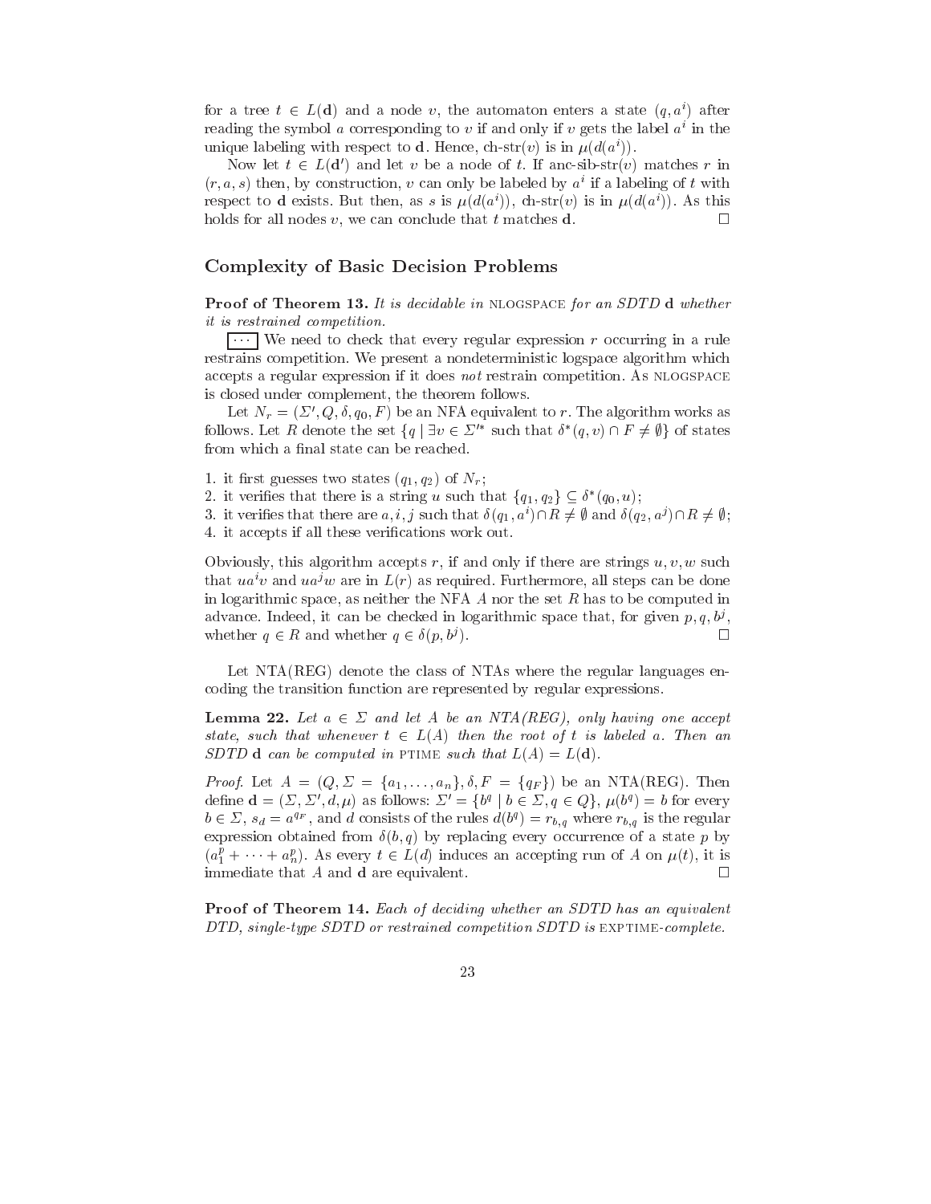for a tree $t \in L(\mathbf{d})$ and a node $v$, the automaton enters a state $(q, a^i)$ after reading the symbol $a$ corresponding to $v$ if and only if $v$ gets the label $a^i$ in the unique labeling with respect to $\mathbf{d}$. Hence, ch-str$(v)$ is in $\mu(d(a^i))$.

Now let $t \in L(\mathbf{d}')$ and let $v$ be a node of $t$. If anc-sib-str$(v)$ matches $r$ in $(r, a, s)$ then, by construction, $v$ can only be labeled by $a^i$ if a labeling of $t$ with respect to $\mathbf{d}$ exists. But then, as $s$ is $\mu(d(a^i))$, ch-str$(v)$ is in $\mu(d(a^i))$. As this holds for all nodes $v$, we can conclude that $t$ matches $\mathbf{d}$. □

## Complexity of Basic Decision Problems

**Proof of Theorem 13.** *It is decidable in* NLOGSPACE *for an SDTD* $\mathbf{d}$ *whether it is restrained competition.*

[···] We need to check that every regular expression $r$ occurring in a rule restrains competition. We present a nondeterministic logspace algorithm which accepts a regular expression if it does *not* restrain competition. As NLOGSPACE is closed under complement, the theorem follows.

Let $N_r = (\Sigma', Q, \delta, q_0, F)$ be an NFA equivalent to $r$. The algorithm works as follows. Let $R$ denote the set $\{q \mid \exists v \in \Sigma'^* \text{ such that } \delta^*(q, v) \cap F \neq \emptyset\}$ of states from which a final state can be reached.

1. it first guesses two states $(q_1, q_2)$ of $N_r$;
2. it verifies that there is a string $u$ such that $\{q_1, q_2\} \subseteq \delta^*(q_0, u)$;
3. it verifies that there are $a, i, j$ such that $\delta(q_1, a^i) \cap R \neq \emptyset$ and $\delta(q_2, a^j) \cap R \neq \emptyset$;
4. it accepts if all these verifications work out.

Obviously, this algorithm accepts $r$, if and only if there are strings $u, v, w$ such that $ua^iv$ and $ua^jw$ are in $L(r)$ as required. Furthermore, all steps can be done in logarithmic space, as neither the NFA $A$ nor the set $R$ has to be computed in advance. Indeed, it can be checked in logarithmic space that, for given $p, q, b^j$, whether $q \in R$ and whether $q \in \delta(p, b^j)$. □

Let NTA(REG) denote the class of NTAs where the regular languages encoding the transition function are represented by regular expressions.

**Lemma 22.** *Let $a \in \Sigma$ and let $A$ be an NTA(REG), only having one accept state, such that whenever $t \in L(A)$ then the root of $t$ is labeled $a$. Then an SDTD $\mathbf{d}$ can be computed in* PTIME *such that $L(A) = L(\mathbf{d})$.*

*Proof.* Let $A = (Q, \Sigma = \{a_1, \dots, a_n\}, \delta, F = \{q_F\})$ be an NTA(REG). Then define $\mathbf{d} = (\Sigma, \Sigma', d, \mu)$ as follows: $\Sigma' = \{b^q \mid b \in \Sigma, q \in Q\}$, $\mu(b^q) = b$ for every $b \in \Sigma$, $s_d = a^{q_F}$, and $d$ consists of the rules $d(b^q) = r_{b,q}$ where $r_{b,q}$ is the regular expression obtained from $\delta(b, q)$ by replacing every occurrence of a state $p$ by $(a_1^p + \cdots + a_n^p)$. As every $t \in L(d)$ induces an accepting run of $A$ on $\mu(t)$, it is immediate that $A$ and $\mathbf{d}$ are equivalent. □

**Proof of Theorem 14.** *Each of deciding whether an SDTD has an equivalent DTD, single-type SDTD or restrained competition SDTD is* EXPTIME*-complete.*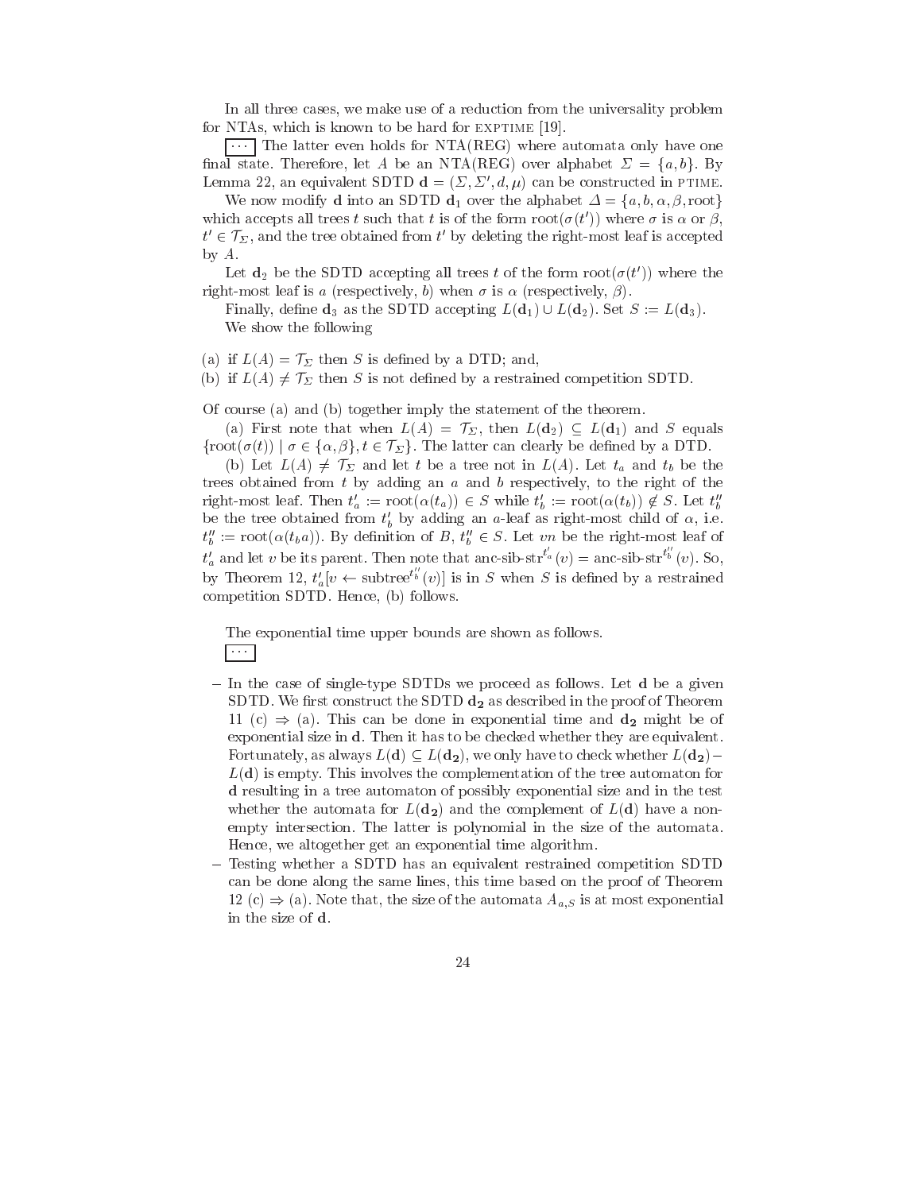In all three cases, we make use of a reduction from the universality problem for NTAs, which is known to be hard for EXPTIME [19].

$\boxed{\cdots}$ The latter even holds for NTA(REG) where automata only have one final state. Therefore, let $A$ be an NTA(REG) over alphabet $\Sigma = \{a, b\}$. By Lemma 22, an equivalent SDTD $\mathbf{d} = (\Sigma, \Sigma', d, \mu)$ can be constructed in PTIME.

We now modify $\mathbf{d}$ into an SDTD $\mathbf{d}_1$ over the alphabet $\Delta = \{a, b, \alpha, \beta, \text{root}\}$ which accepts all trees $t$ such that $t$ is of the form $\text{root}(\sigma(t'))$ where $\sigma$ is $\alpha$ or $\beta$, $t' \in \mathcal{T}_\Sigma$, and the tree obtained from $t'$ by deleting the right-most leaf is accepted by $A$.

Let $\mathbf{d}_2$ be the SDTD accepting all trees $t$ of the form $\text{root}(\sigma(t'))$ where the right-most leaf is $a$ (respectively, $b$) when $\sigma$ is $\alpha$ (respectively, $\beta$).

Finally, define $\mathbf{d}_3$ as the SDTD accepting $L(\mathbf{d}_1) \cup L(\mathbf{d}_2)$. Set $S := L(\mathbf{d}_3)$.

We show the following

(a) if $L(A) = \mathcal{T}_\Sigma$ then $S$ is defined by a DTD; and,

(b) if $L(A) \neq \mathcal{T}_\Sigma$ then $S$ is not defined by a restrained competition SDTD.

Of course (a) and (b) together imply the statement of the theorem.

(a) First note that when $L(A) = \mathcal{T}_\Sigma$, then $L(\mathbf{d}_2) \subseteq L(\mathbf{d}_1)$ and $S$ equals $\{\text{root}(\sigma(t)) \mid \sigma \in \{\alpha, \beta\}, t \in \mathcal{T}_\Sigma\}$. The latter can clearly be defined by a DTD.

(b) Let $L(A) \neq \mathcal{T}_\Sigma$ and let $t$ be a tree not in $L(A)$. Let $t_a$ and $t_b$ be the trees obtained from $t$ by adding an $a$ and $b$ respectively, to the right of the right-most leaf. Then $t'_a := \text{root}(\alpha(t_a)) \in S$ while $t'_b := \text{root}(\alpha(t_b)) \notin S$. Let $t''_b$ be the tree obtained from $t'_b$ by adding an $a$-leaf as right-most child of $\alpha$, i.e. $t''_b := \text{root}(\alpha(t_b a))$. By definition of $B$, $t''_b \in S$. Let $vn$ be the right-most leaf of $t'_a$ and let $v$ be its parent. Then note that $\text{anc-sib-str}^{t'_a}(v) = \text{anc-sib-str}^{t''_b}(v)$. So, by Theorem 12, $t'_a[v \leftarrow \text{subtree}^{t''_b}(v)]$ is in $S$ when $S$ is defined by a restrained competition SDTD. Hence, (b) follows.

The exponential time upper bounds are shown as follows.

$\boxed{\cdots}$

- In the case of single-type SDTDs we proceed as follows. Let $\mathbf{d}$ be a given SDTD. We first construct the SDTD $\mathbf{d_2}$ as described in the proof of Theorem 11 (c) $\Rightarrow$ (a). This can be done in exponential time and $\mathbf{d_2}$ might be of exponential size in $\mathbf{d}$. Then it has to be checked whether they are equivalent. Fortunately, as always $L(\mathbf{d}) \subseteq L(\mathbf{d_2})$, we only have to check whether $L(\mathbf{d_2}) - L(\mathbf{d})$ is empty. This involves the complementation of the tree automaton for $\mathbf{d}$ resulting in a tree automaton of possibly exponential size and in the test whether the automata for $L(\mathbf{d_2})$ and the complement of $L(\mathbf{d})$ have a non-empty intersection. The latter is polynomial in the size of the automata. Hence, we altogether get an exponential time algorithm.
- Testing whether a SDTD has an equivalent restrained competition SDTD can be done along the same lines, this time based on the proof of Theorem 12 (c) $\Rightarrow$ (a). Note that, the size of the automata $A_{a,S}$ is at most exponential in the size of $\mathbf{d}$.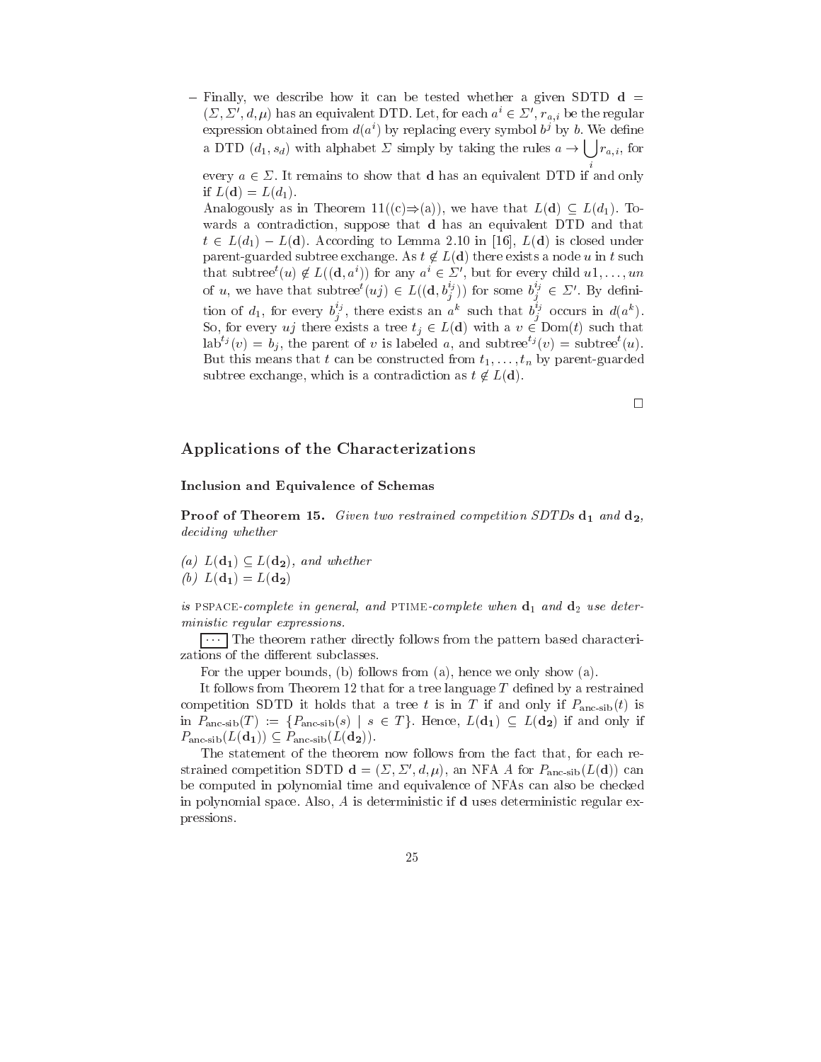- Finally, we describe how it can be tested whether a given SDTD $\mathbf{d} = (\Sigma, \Sigma', d, \mu)$ has an equivalent DTD. Let, for each $a^i \in \Sigma'$, $r_{a,i}$ be the regular expression obtained from $d(a^i)$ by replacing every symbol $b^j$ by $b$. We define a DTD $(d_1, s_d)$ with alphabet $\Sigma$ simply by taking the rules $a \rightarrow \bigcup_i r_{a,i}$, for every $a \in \Sigma$. It remains to show that $\mathbf{d}$ has an equivalent DTD if and only if $L(\mathbf{d}) = L(d_1)$.

  Analogously as in Theorem 11((c)⇒(a)), we have that $L(\mathbf{d}) \subseteq L(d_1)$. Towards a contradiction, suppose that $\mathbf{d}$ has an equivalent DTD and that $t \in L(d_1) - L(\mathbf{d})$. According to Lemma 2.10 in [16], $L(\mathbf{d})$ is closed under parent-guarded subtree exchange. As $t \notin L(\mathbf{d})$ there exists a node $u$ in $t$ such that $\text{subtree}^t(u) \notin L((\mathbf{d}, a^i))$ for any $a^i \in \Sigma'$, but for every child $u1, \ldots, un$ of $u$, we have that $\text{subtree}^t(uj) \in L((\mathbf{d}, b_j^{i_j}))$ for some $b_j^{i_j} \in \Sigma'$. By definition of $d_1$, for every $b_j^{i_j}$, there exists an $a^k$ such that $b_j^{i_j}$ occurs in $d(a^k)$. So, for every $uj$ there exists a tree $t_j \in L(\mathbf{d})$ with a $v \in \text{Dom}(t)$ such that $\text{lab}^{t_j}(v) = b_j$, the parent of $v$ is labeled $a$, and $\text{subtree}^{t_j}(v) = \text{subtree}^t(u)$. But this means that $t$ can be constructed from $t_1, \ldots, t_n$ by parent-guarded subtree exchange, which is a contradiction as $t \notin L(\mathbf{d})$.

□

## Applications of the Characterizations

### Inclusion and Equivalence of Schemas

**Proof of Theorem 15.** *Given two restrained competition SDTDs $\mathbf{d_1}$ and $\mathbf{d_2}$, deciding whether*

*(a) $L(\mathbf{d_1}) \subseteq L(\mathbf{d_2})$, and whether*
*(b) $L(\mathbf{d_1}) = L(\mathbf{d_2})$*

*is* PSPACE*-complete in general, and* PTIME*-complete when $\mathbf{d}_1$ and $\mathbf{d}_2$ use deterministic regular expressions.*

[...] The theorem rather directly follows from the pattern based characterizations of the different subclasses.

For the upper bounds, (b) follows from (a), hence we only show (a).

It follows from Theorem 12 that for a tree language $T$ defined by a restrained competition SDTD it holds that a tree $t$ is in $T$ if and only if $P_{\text{anc-sib}}(t)$ is in $P_{\text{anc-sib}}(T) := \{P_{\text{anc-sib}}(s) \mid s \in T\}$. Hence, $L(\mathbf{d_1}) \subseteq L(\mathbf{d_2})$ if and only if $P_{\text{anc-sib}}(L(\mathbf{d_1})) \subseteq P_{\text{anc-sib}}(L(\mathbf{d_2}))$.

The statement of the theorem now follows from the fact that, for each restrained competition SDTD $\mathbf{d} = (\Sigma, \Sigma', d, \mu)$, an NFA $A$ for $P_{\text{anc-sib}}(L(\mathbf{d}))$ can be computed in polynomial time and equivalence of NFAs can also be checked in polynomial space. Also, $A$ is deterministic if $\mathbf{d}$ uses deterministic regular expressions.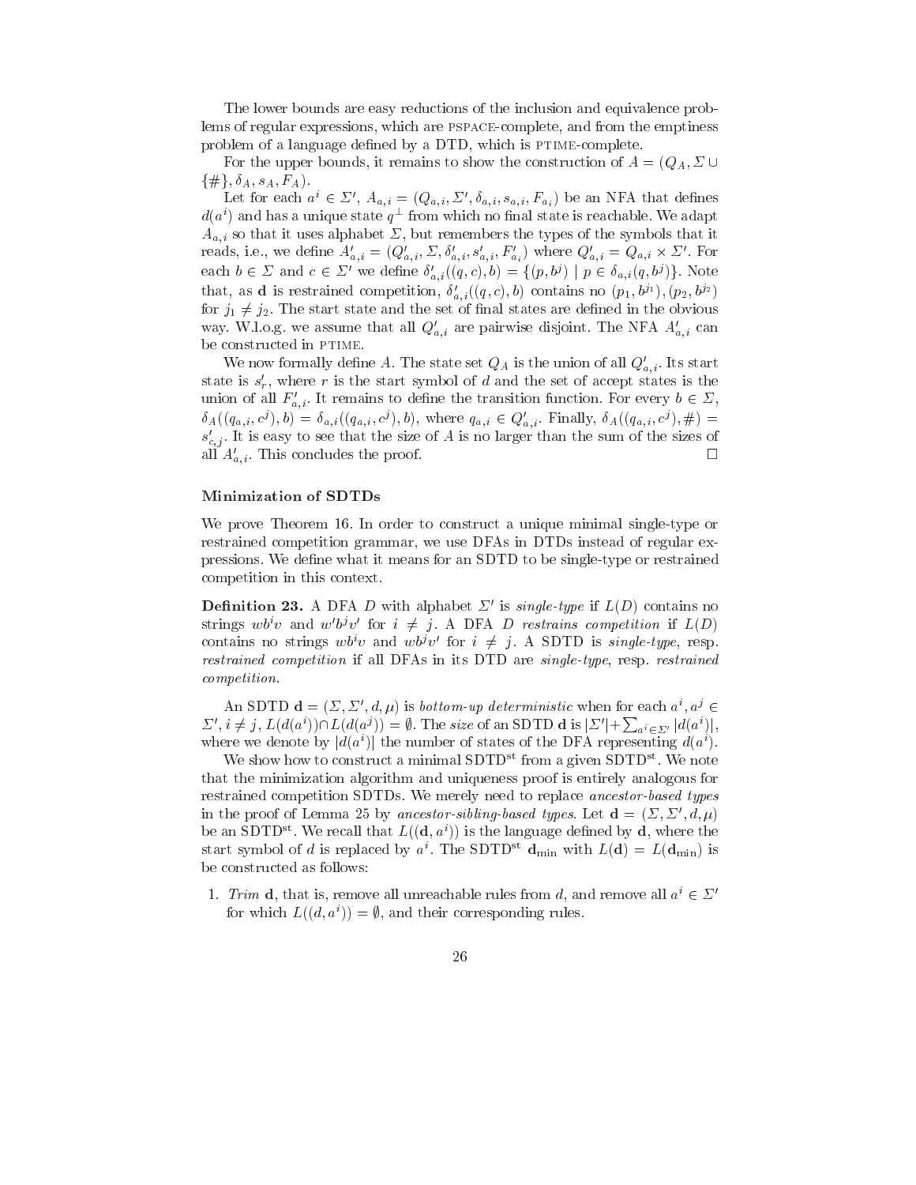The lower bounds are easy reductions of the inclusion and equivalence problems of regular expressions, which are PSPACE-complete, and from the emptiness problem of a language defined by a DTD, which is PTIME-complete.

For the upper bounds, it remains to show the construction of $A = (Q_A, \Sigma \cup \{\#\}, \delta_A, s_A, F_A)$.

Let for each $a^i \in \Sigma'$, $A_{a,i} = (Q_{a,i}, \Sigma', \delta_{a,i}, s_{a,i}, F_{a_i})$ be an NFA that defines $d(a^i)$ and has a unique state $q^\perp$ from which no final state is reachable. We adapt $A_{a,i}$ so that it uses alphabet $\Sigma$, but remembers the types of the symbols that it reads, i.e., we define $A'_{a,i} = (Q'_{a,i}, \Sigma, \delta'_{a,i}, s'_{a,i}, F'_{a_i})$ where $Q'_{a,i} = Q_{a,i} \times \Sigma'$. For each $b \in \Sigma$ and $c \in \Sigma'$ we define $\delta'_{a,i}((q,c), b) = \{(p, b^j) \mid p \in \delta_{a,i}(q, b^j)\}$. Note that, as **d** is restrained competition, $\delta'_{a,i}((q,c), b)$ contains no $(p_1, b^{j_1}), (p_2, b^{j_2})$ for $j_1 \neq j_2$. The start state and the set of final states are defined in the obvious way. W.l.o.g. we assume that all $Q'_{a,i}$ are pairwise disjoint. The NFA $A'_{a,i}$ can be constructed in PTIME.

We now formally define $A$. The state set $Q_A$ is the union of all $Q'_{a,i}$. Its start state is $s'_r$, where $r$ is the start symbol of $d$ and the set of accept states is the union of all $F'_{a,i}$. It remains to define the transition function. For every $b \in \Sigma$, $\delta_A((q_{a,i}, c^j), b) = \delta_{a,i}((q_{a,i}, c^j), b)$, where $q_{a,i} \in Q'_{a,i}$. Finally, $\delta_A((q_{a,i}, c^j), \#) = s'_{c,j}$. It is easy to see that the size of $A$ is no larger than the sum of the sizes of all $A'_{a,i}$. This concludes the proof. □

### Minimization of SDTDs

We prove Theorem 16. In order to construct a unique minimal single-type or restrained competition grammar, we use DFAs in DTDs instead of regular expressions. We define what it means for an SDTD to be single-type or restrained competition in this context.

**Definition 23.** A DFA $D$ with alphabet $\Sigma'$ is *single-type* if $L(D)$ contains no strings $wb^iv$ and $w'b^jv'$ for $i \neq j$. A DFA $D$ *restrains competition* if $L(D)$ contains no strings $wb^iv$ and $wb^jv'$ for $i \neq j$. A SDTD is *single-type*, resp. *restrained competition* if all DFAs in its DTD are *single-type*, resp. *restrained competition*.

An SDTD $\mathbf{d} = (\Sigma, \Sigma', d, \mu)$ is *bottom-up deterministic* when for each $a^i, a^j \in \Sigma'$, $i \neq j$, $L(d(a^i)) \cap L(d(a^j)) = \emptyset$. The *size* of an SDTD $\mathbf{d}$ is $|\Sigma'| + \sum_{a^i \in \Sigma'} |d(a^i)|$, where we denote by $|d(a^i)|$ the number of states of the DFA representing $d(a^i)$.

We show how to construct a minimal SDTD$^{\text{st}}$ from a given SDTD$^{\text{st}}$. We note that the minimization algorithm and uniqueness proof is entirely analogous for restrained competition SDTDs. We merely need to replace *ancestor-based types* in the proof of Lemma 25 by *ancestor-sibling-based types*. Let $\mathbf{d} = (\Sigma, \Sigma', d, \mu)$ be an SDTD$^{\text{st}}$. We recall that $L((\mathbf{d}, a^i))$ is the language defined by $\mathbf{d}$, where the start symbol of $d$ is replaced by $a^i$. The SDTD$^{\text{st}}$ $\mathbf{d}_{\min}$ with $L(\mathbf{d}) = L(\mathbf{d}_{\min})$ is be constructed as follows:

1. *Trim* $\mathbf{d}$, that is, remove all unreachable rules from $d$, and remove all $a^i \in \Sigma'$ for which $L((d, a^i)) = \emptyset$, and their corresponding rules.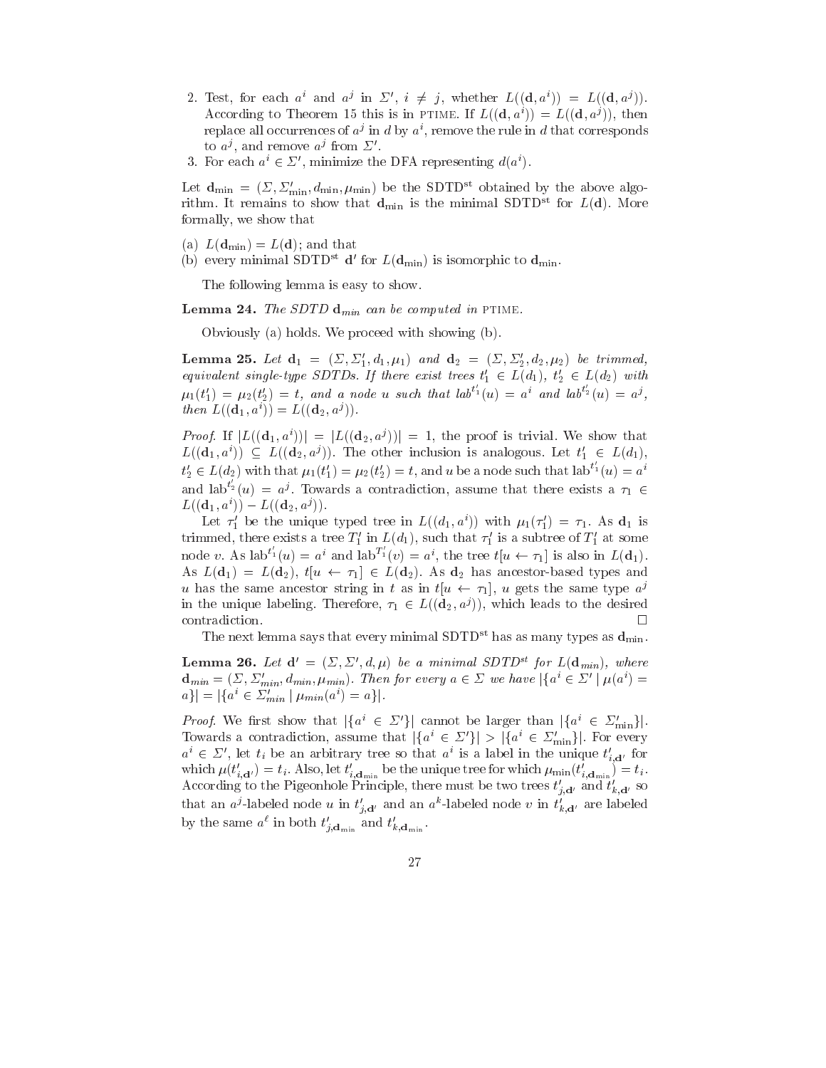2. Test, for each $a^i$ and $a^j$ in $\Sigma'$, $i \neq j$, whether $L((\mathbf{d}, a^i)) = L((\mathbf{d}, a^j))$. According to Theorem 15 this is in PTIME. If $L((\mathbf{d}, a^i)) = L((\mathbf{d}, a^j))$, then replace all occurrences of $a^j$ in $d$ by $a^i$, remove the rule in $d$ that corresponds to $a^j$, and remove $a^j$ from $\Sigma'$.
3. For each $a^i \in \Sigma'$, minimize the DFA representing $d(a^i)$.

Let $\mathbf{d}_{\min} = (\Sigma, \Sigma'_{\min}, d_{\min}, \mu_{\min})$ be the SDTD$^{\text{st}}$ obtained by the above algorithm. It remains to show that $\mathbf{d}_{\min}$ is the minimal SDTD$^{\text{st}}$ for $L(\mathbf{d})$. More formally, we show that

(a) $L(\mathbf{d}_{\min}) = L(\mathbf{d})$; and that
(b) every minimal SDTD$^{\text{st}}$ $\mathbf{d}'$ for $L(\mathbf{d}_{\min})$ is isomorphic to $\mathbf{d}_{\min}$.

The following lemma is easy to show.

**Lemma 24.** *The SDTD $\mathbf{d}_{min}$ can be computed in* PTIME.

Obviously (a) holds. We proceed with showing (b).

**Lemma 25.** *Let $\mathbf{d}_1 = (\Sigma, \Sigma'_1, d_1, \mu_1)$ and $\mathbf{d}_2 = (\Sigma, \Sigma'_2, d_2, \mu_2)$ be trimmed, equivalent single-type SDTDs. If there exist trees $t'_1 \in L(d_1)$, $t'_2 \in L(d_2)$ with $\mu_1(t'_1) = \mu_2(t'_2) = t$, and a node $u$ such that $lab^{t'_1}(u) = a^i$ and $lab^{t'_2}(u) = a^j$, then $L((\mathbf{d}_1, a^i)) = L((\mathbf{d}_2, a^j))$.*

*Proof.* If $|L((\mathbf{d}_1, a^i))| = |L((\mathbf{d}_2, a^j))| = 1$, the proof is trivial. We show that $L((\mathbf{d}_1, a^i)) \subseteq L((\mathbf{d}_2, a^j))$. The other inclusion is analogous. Let $t'_1 \in L(d_1)$, $t'_2 \in L(d_2)$ with that $\mu_1(t'_1) = \mu_2(t'_2) = t$, and $u$ be a node such that $\text{lab}^{t'_1}(u) = a^i$ and $\text{lab}^{t'_2}(u) = a^j$. Towards a contradiction, assume that there exists a $\tau_1 \in L((\mathbf{d}_1, a^i)) - L((\mathbf{d}_2, a^j))$.

Let $\tau'_1$ be the unique typed tree in $L((d_1, a^i))$ with $\mu_1(\tau'_1) = \tau_1$. As $\mathbf{d}_1$ is trimmed, there exists a tree $T'_1$ in $L(d_1)$, such that $\tau'_1$ is a subtree of $T'_1$ at some node $v$. As $\text{lab}^{t'_1}(u) = a^i$ and $\text{lab}^{T'_1}(v) = a^i$, the tree $t[u \leftarrow \tau_1]$ is also in $L(\mathbf{d}_1)$. As $L(\mathbf{d}_1) = L(\mathbf{d}_2)$, $t[u \leftarrow \tau_1] \in L(\mathbf{d}_2)$. As $\mathbf{d}_2$ has ancestor-based types and $u$ has the same ancestor string in $t$ as in $t[u \leftarrow \tau_1]$, $u$ gets the same type $a^j$ in the unique labeling. Therefore, $\tau_1 \in L((\mathbf{d}_2, a^j))$, which leads to the desired contradiction. $\square$

The next lemma says that every minimal SDTD$^{\text{st}}$ has as many types as $\mathbf{d}_{\min}$.

**Lemma 26.** *Let $\mathbf{d}' = (\Sigma, \Sigma', d, \mu)$ be a minimal SDTD$^{st}$ for $L(\mathbf{d}_{min})$, where $\mathbf{d}_{min} = (\Sigma, \Sigma'_{min}, d_{min}, \mu_{min})$. Then for every $a \in \Sigma$ we have $|\{a^i \in \Sigma' \mid \mu(a^i) = a\}| = |\{a^i \in \Sigma'_{min} \mid \mu_{min}(a^i) = a\}|$.*

*Proof.* We first show that $|\{a^i \in \Sigma'\}|$ cannot be larger than $|\{a^i \in \Sigma'_{\min}\}|$. Towards a contradiction, assume that $|\{a^i \in \Sigma'\}| > |\{a^i \in \Sigma'_{\min}\}|$. For every $a^i \in \Sigma'$, let $t_i$ be an arbitrary tree so that $a^i$ is a label in the unique $t'_{i,\mathbf{d}'}$ for which $\mu(t'_{i,\mathbf{d}'}) = t_i$. Also, let $t'_{i,\mathbf{d}_{\min}}$ be the unique tree for which $\mu_{\min}(t'_{i,\mathbf{d}_{\min}}) = t_i$. According to the Pigeonhole Principle, there must be two trees $t'_{j,\mathbf{d}'}$ and $t'_{k,\mathbf{d}'}$ so that an $a^j$-labeled node $u$ in $t'_{j,\mathbf{d}'}$ and an $a^k$-labeled node $v$ in $t'_{k,\mathbf{d}'}$ are labeled by the same $a^\ell$ in both $t'_{j,\mathbf{d}_{\min}}$ and $t'_{k,\mathbf{d}_{\min}}$.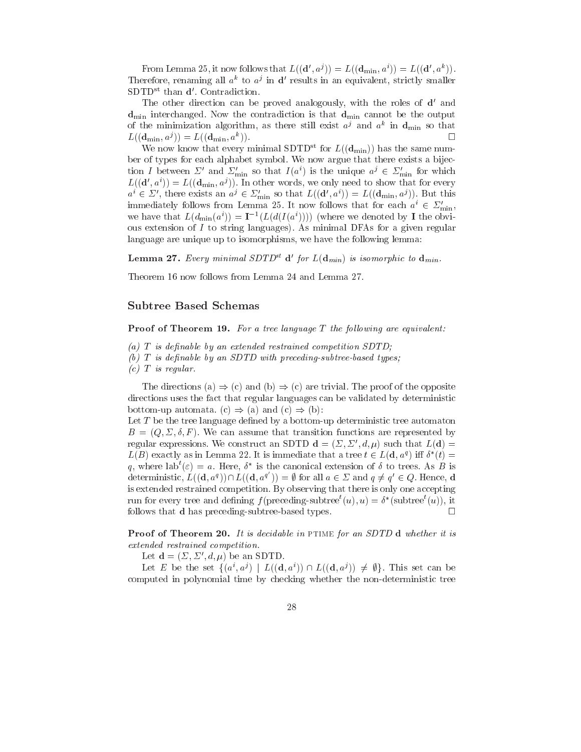From Lemma 25, it now follows that $L((\mathbf{d}', a^j)) = L((\mathbf{d}_{\min}, a^i)) = L((\mathbf{d}', a^k))$. Therefore, renaming all $a^k$ to $a^j$ in $\mathbf{d}'$ results in an equivalent, strictly smaller SDTD$^{\text{st}}$ than $\mathbf{d}'$. Contradiction.

The other direction can be proved analogously, with the roles of $\mathbf{d}'$ and $\mathbf{d}_{\min}$ interchanged. Now the contradiction is that $\mathbf{d}_{\min}$ cannot be the output of the minimization algorithm, as there still exist $a^j$ and $a^k$ in $\mathbf{d}_{\min}$ so that $L((\mathbf{d}_{\min}, a^j)) = L((\mathbf{d}_{\min}, a^k))$. □

We now know that every minimal SDTD$^{\text{st}}$ for $L((\mathbf{d}_{\min}))$ has the same number of types for each alphabet symbol. We now argue that there exists a bijection $I$ between $\Sigma'$ and $\Sigma'_{\min}$ so that $I(a^i)$ is the unique $a^j \in \Sigma'_{\min}$ for which $L((\mathbf{d}', a^i)) = L((\mathbf{d}_{\min}, a^j))$. In other words, we only need to show that for every $a^i \in \Sigma'$, there exists an $a^j \in \Sigma'_{\min}$ so that $L((\mathbf{d}', a^i)) = L((\mathbf{d}_{\min}, a^j))$. But this immediately follows from Lemma 25. It now follows that for each $a^i \in \Sigma'_{\min}$, we have that $L(d_{\min}(a^i)) = \mathbf{I}^{-1}(L(d(I(a^i))))$ (where we denoted by $\mathbf{I}$ the obvious extension of $I$ to string languages). As minimal DFAs for a given regular language are unique up to isomorphisms, we have the following lemma:

**Lemma 27.** *Every minimal SDTD$^{st}$ $\mathbf{d}'$ for $L(\mathbf{d}_{min})$ is isomorphic to $\mathbf{d}_{min}$.*

Theorem 16 now follows from Lemma 24 and Lemma 27.

## Subtree Based Schemas

**Proof of Theorem 19.** *For a tree language $T$ the following are equivalent:*

*(a) $T$ is definable by an extended restrained competition SDTD;*
*(b) $T$ is definable by an SDTD with preceding-subtree-based types;*
*(c) $T$ is regular.*

The directions (a) ⇒ (c) and (b) ⇒ (c) are trivial. The proof of the opposite directions uses the fact that regular languages can be validated by deterministic bottom-up automata. (c) ⇒ (a) and (c) ⇒ (b):
Let $T$ be the tree language defined by a bottom-up deterministic tree automaton $B = (Q, \Sigma, \delta, F)$. We can assume that transition functions are represented by regular expressions. We construct an SDTD $\mathbf{d} = (\Sigma, \Sigma', d, \mu)$ such that $L(\mathbf{d}) = L(B)$ exactly as in Lemma 22. It is immediate that a tree $t \in L(\mathbf{d}, a^q)$ iff $\delta^*(t) = q$, where $\text{lab}^t(\varepsilon) = a$. Here, $\delta^*$ is the canonical extension of $\delta$ to trees. As $B$ is deterministic, $L((\mathbf{d}, a^q)) \cap L((\mathbf{d}, a^{q'})) = \emptyset$ for all $a \in \Sigma$ and $q \neq q' \in Q$. Hence, $\mathbf{d}$ is extended restrained competition. By observing that there is only one accepting run for every tree and defining $f(\text{preceding-subtree}^t(u), u) = \delta^*(\text{subtree}^t(u))$, it follows that $\mathbf{d}$ has preceding-subtree-based types. □

**Proof of Theorem 20.** *It is decidable in* PTIME *for an SDTD $\mathbf{d}$ whether it is extended restrained competition.*

Let $\mathbf{d} = (\Sigma, \Sigma', d, \mu)$ be an SDTD.

Let $E$ be the set $\{(a^i, a^j) \mid L((\mathbf{d}, a^i)) \cap L((\mathbf{d}, a^j)) \neq \emptyset\}$. This set can be computed in polynomial time by checking whether the non-deterministic tree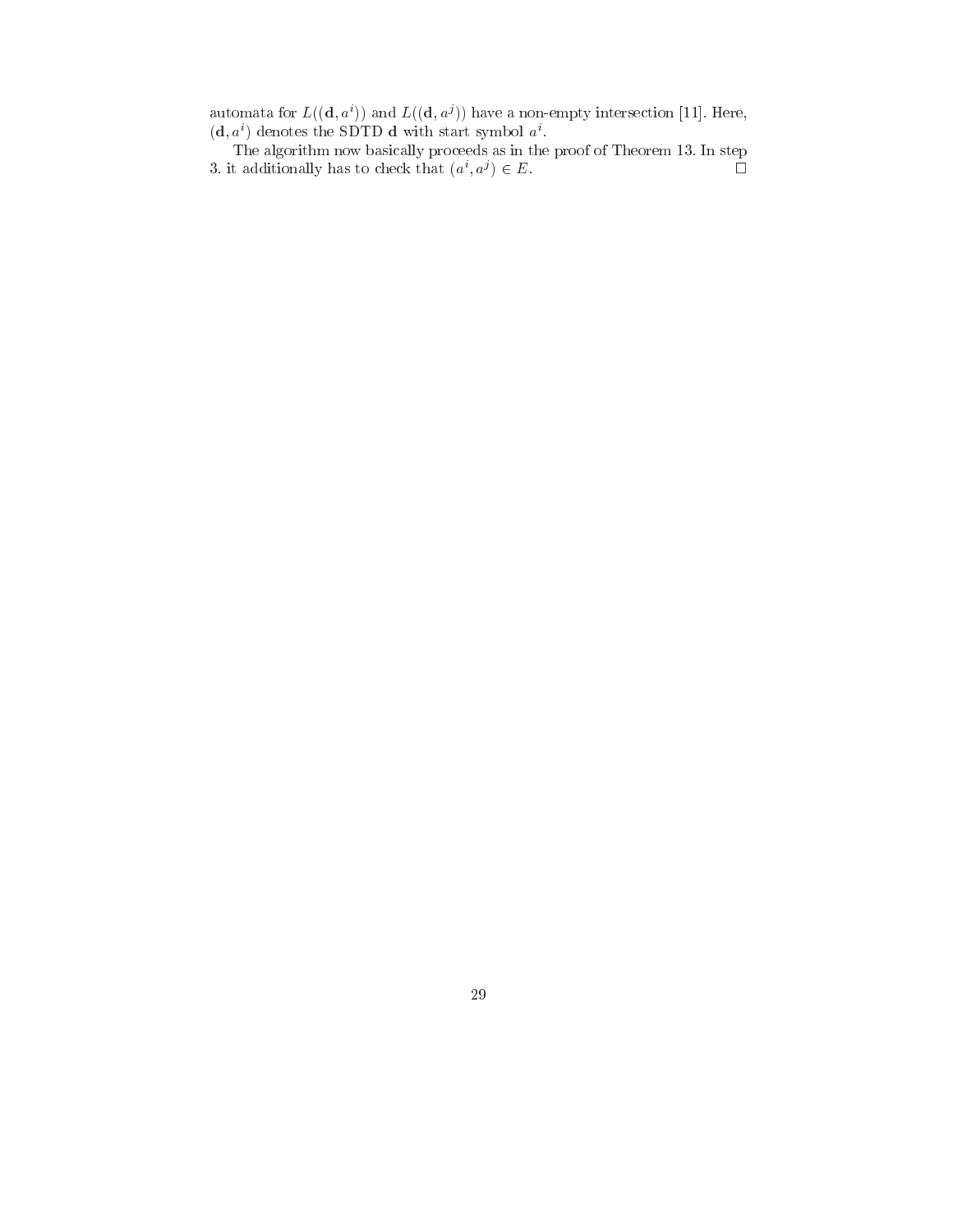automata for $L((\mathbf{d}, a^i))$ and $L((\mathbf{d}, a^j))$ have a non-empty intersection [11]. Here, $(\mathbf{d}, a^i)$ denotes the SDTD $\mathbf{d}$ with start symbol $a^i$.

The algorithm now basically proceeds as in the proof of Theorem 13. In step 3. it additionally has to check that $(a^i, a^j) \in E$. $\square$